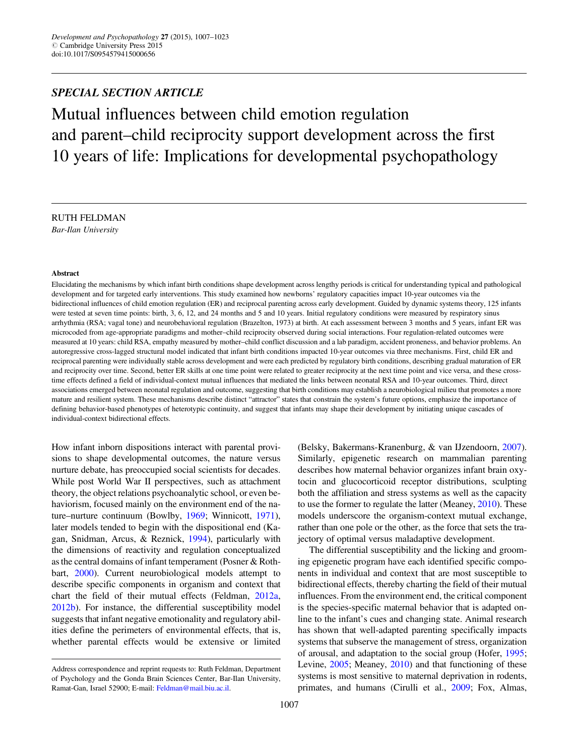*SPECIAL SECTION ARTICLE*

# Mutual influences between child emotion regulation and parent–child reciprocity support development across the first 10 years of life: Implications for developmental psychopathology

RUTH FELDMAN

*Bar-Ilan University*

### Abstract

Elucidating the mechanisms by which infant birth conditions shape development across lengthy periods is critical for understanding typical and pathological development and for targeted early interventions. This study examined how newborns' regulatory capacities impact 10-year outcomes via the bidirectional influences of child emotion regulation (ER) and reciprocal parenting across early development. Guided by dynamic systems theory, 125 infants were tested at seven time points: birth, 3, 6, 12, and 24 months and 5 and 10 years. Initial regulatory conditions were measured by respiratory sinus arrhythmia (RSA; vagal tone) and neurobehavioral regulation (Brazelton, 1973) at birth. At each assessment between 3 months and 5 years, infant ER was microcoded from age-appropriate paradigms and mother–child reciprocity observed during social interactions. Four regulation-related outcomes were measured at 10 years: child RSA, empathy measured by mother–child conflict discussion and a lab paradigm, accident proneness, and behavior problems. An autoregressive cross-lagged structural model indicated that infant birth conditions impacted 10-year outcomes via three mechanisms. First, child ER and reciprocal parenting were individually stable across development and were each predicted by regulatory birth conditions, describing gradual maturation of ER and reciprocity over time. Second, better ER skills at one time point were related to greater reciprocity at the next time point and vice versa, and these cross-time effects defined a field of individual-context mutual influences that mediated the links between neonatal RSA and 10-year outcomes. Third, direct associations emerged between neonatal regulation and outcome, suggesting that birth conditions may establish a neurobiological milieu that promotes a more mature and resilient system. These mechanisms describe distinct "attractor" states that constrain the system's future options, emphasize the importance of defining behavior-based phenotypes of heterotypic continuity, and suggest that infants may shape their development by initiating unique cascades of individual-context bidirectional effects.

How infant inborn dispositions interact with parental provisions to shape developmental outcomes, the nature versus nurture debate, has preoccupied social scientists for decades. While post World War II perspectives, such as attachment theory, the object relations psychoanalytic school, or even behaviorism, focused mainly on the environment end of the nature–nurture continuum (Bowlby, 1969; Winnicott, 1971), later models tended to begin with the dispositional end (Kagan, Snidman, Arcus, & Reznick, 1994), particularly with the dimensions of reactivity and regulation conceptualized as the central domains of infant temperament (Posner & Rothbart, 2000). Current neurobiological models attempt to describe specific components in organism and context that chart the field of their mutual effects (Feldman, 2012a, 2012b). For instance, the differential susceptibility model suggests that infant negative emotionality and regulatory abilities define the perimeters of environmental effects, that is, whether parental effects would be extensive or limited (Belsky, Bakermans-Kranenburg, & van IJzendoorn, 2007). Similarly, epigenetic research on mammalian parenting describes how maternal behavior organizes infant brain oxytocin and glucocorticoid receptor distributions, sculpting both the affiliation and stress systems as well as the capacity to use the former to regulate the latter (Meaney, 2010). These models underscore the organism-context mutual exchange, rather than one pole or the other, as the force that sets the trajectory of optimal versus maladaptive development.

The differential susceptibility and the licking and grooming epigenetic program have each identified specific components in individual and context that are most susceptible to bidirectional effects, thereby charting the field of their mutual influences. From the environment end, the critical component is the species-specific maternal behavior that is adapted online to the infant's cues and changing state. Animal research has shown that well-adapted parenting specifically impacts systems that subserve the management of stress, organization of arousal, and adaptation to the social group (Hofer, 1995; Levine, 2005; Meaney, 2010) and that functioning of these systems is most sensitive to maternal deprivation in rodents, primates, and humans (Cirulli et al., 2009; Fox, Almas,

---

Address correspondence and reprint requests to: Ruth Feldman, Department of Psychology and the Gonda Brain Sciences Center, Bar-Ilan University, Ramat-Gan, Israel 52900; E-mail: Feldman@mail.biu.ac.il.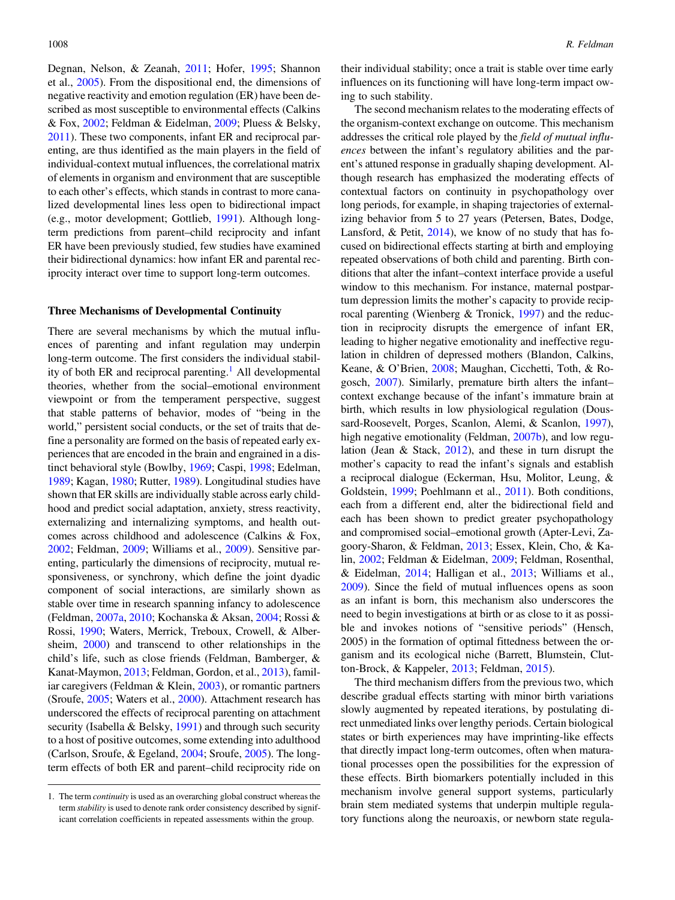Degnan, Nelson, & Zeanah, 2011; Hofer, 1995; Shannon et al., 2005). From the dispositional end, the dimensions of negative reactivity and emotion regulation (ER) have been described as most susceptible to environmental effects (Calkins & Fox, 2002; Feldman & Eidelman, 2009; Pluess & Belsky, 2011). These two components, infant ER and reciprocal parenting, are thus identified as the main players in the field of individual-context mutual influences, the correlational matrix of elements in organism and environment that are susceptible to each other's effects, which stands in contrast to more canalized developmental lines less open to bidirectional impact (e.g., motor development; Gottlieb, 1991). Although long-term predictions from parent–child reciprocity and infant ER have been previously studied, few studies have examined their bidirectional dynamics: how infant ER and parental reciprocity interact over time to support long-term outcomes.

### Three Mechanisms of Developmental Continuity

There are several mechanisms by which the mutual influences of parenting and infant regulation may underpin long-term outcome. The first considers the individual stability of both ER and reciprocal parenting.[1] All developmental theories, whether from the social–emotional environment viewpoint or from the temperament perspective, suggest that stable patterns of behavior, modes of "being in the world," persistent social conducts, or the set of traits that define a personality are formed on the basis of repeated early experiences that are encoded in the brain and engrained in a distinct behavioral style (Bowlby, 1969; Caspi, 1998; Edelman, 1989; Kagan, 1980; Rutter, 1989). Longitudinal studies have shown that ER skills are individually stable across early childhood and predict social adaptation, anxiety, stress reactivity, externalizing and internalizing symptoms, and health outcomes across childhood and adolescence (Calkins & Fox, 2002; Feldman, 2009; Williams et al., 2009). Sensitive parenting, particularly the dimensions of reciprocity, mutual responsiveness, or synchrony, which define the joint dyadic component of social interactions, are similarly shown as stable over time in research spanning infancy to adolescence (Feldman, 2007a, 2010; Kochanska & Aksan, 2004; Rossi & Rossi, 1990; Waters, Merrick, Treboux, Crowell, & Albersheim, 2000) and transcend to other relationships in the child's life, such as close friends (Feldman, Bamberger, & Kanat-Maymon, 2013; Feldman, Gordon, et al., 2013), familiar caregivers (Feldman & Klein, 2003), or romantic partners (Sroufe, 2005; Waters et al., 2000). Attachment research has underscored the effects of reciprocal parenting on attachment security (Isabella & Belsky, 1991) and through such security to a host of positive outcomes, some extending into adulthood (Carlson, Sroufe, & Egeland, 2004; Sroufe, 2005). The long-term effects of both ER and parent–child reciprocity ride on their individual stability; once a trait is stable over time early influences on its functioning will have long-term impact owing to such stability.

The second mechanism relates to the moderating effects of the organism-context exchange on outcome. This mechanism addresses the critical role played by the *field of mutual influences* between the infant's regulatory abilities and the parent's attuned response in gradually shaping development. Although research has emphasized the moderating effects of contextual factors on continuity in psychopathology over long periods, for example, in shaping trajectories of externalizing behavior from 5 to 27 years (Petersen, Bates, Dodge, Lansford, & Petit, 2014), we know of no study that has focused on bidirectional effects starting at birth and employing repeated observations of both child and parenting. Birth conditions that alter the infant–context interface provide a useful window to this mechanism. For instance, maternal postpartum depression limits the mother's capacity to provide reciprocal parenting (Wienberg & Tronick, 1997) and the reduction in reciprocity disrupts the emergence of infant ER, leading to higher negative emotionality and ineffective regulation in children of depressed mothers (Blandon, Calkins, Keane, & O'Brien, 2008; Maughan, Cicchetti, Toth, & Rogosch, 2007). Similarly, premature birth alters the infant–context exchange because of the infant's immature brain at birth, which results in low physiological regulation (Doussard-Roosevelt, Porges, Scanlon, Alemi, & Scanlon, 1997), high negative emotionality (Feldman, 2007b), and low regulation (Jean & Stack, 2012), and these in turn disrupt the mother's capacity to read the infant's signals and establish a reciprocal dialogue (Eckerman, Hsu, Molitor, Leung, & Goldstein, 1999; Poehlmann et al., 2011). Both conditions, each from a different end, alter the bidirectional field and each has been shown to predict greater psychopathology and compromised social–emotional growth (Apter-Levi, Zagoory-Sharon, & Feldman, 2013; Essex, Klein, Cho, & Kalin, 2002; Feldman & Eidelman, 2009; Feldman, Rosenthal, & Eidelman, 2014; Halligan et al., 2013; Williams et al., 2009). Since the field of mutual influences opens as soon as an infant is born, this mechanism also underscores the need to begin investigations at birth or as close to it as possible and invokes notions of "sensitive periods" (Hensch, 2005) in the formation of optimal fittedness between the organism and its ecological niche (Barrett, Blumstein, Clutton-Brock, & Kappeler, 2013; Feldman, 2015).

The third mechanism differs from the previous two, which describe gradual effects starting with minor birth variations slowly augmented by repeated iterations, by postulating direct unmediated links over lengthy periods. Certain biological states or birth experiences may have imprinting-like effects that directly impact long-term outcomes, often when maturational processes open the possibilities for the expression of these effects. Birth biomarkers potentially included in this mechanism involve general support systems, particularly brain stem mediated systems that underpin multiple regulatory functions along the neuroaxis, or newborn state regula-

[1] The term *continuity* is used as an overarching global construct whereas the term *stability* is used to denote rank order consistency described by significant correlation coefficients in repeated assessments within the group.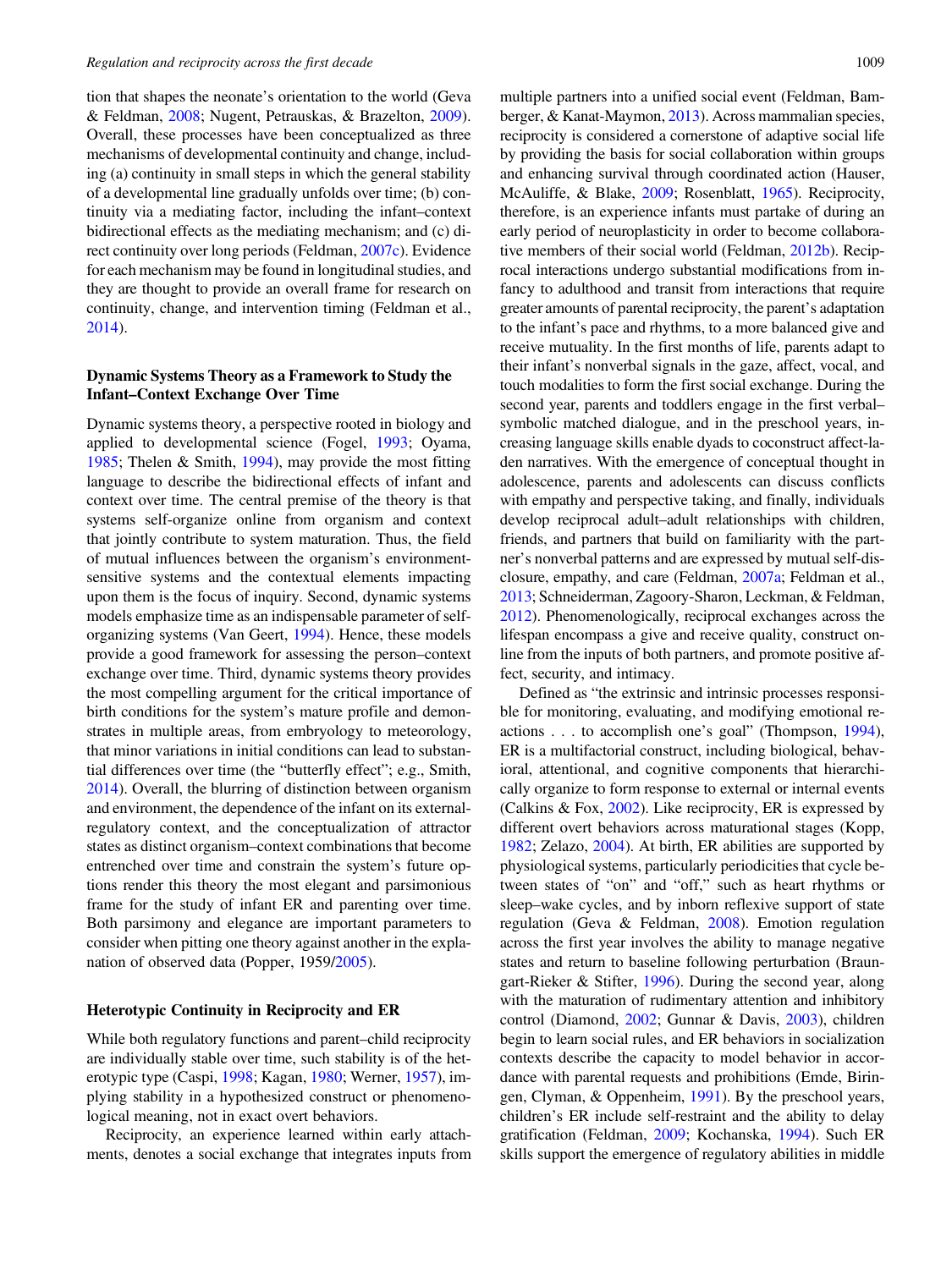tion that shapes the neonate's orientation to the world (Geva & Feldman, 2008; Nugent, Petrauskas, & Brazelton, 2009). Overall, these processes have been conceptualized as three mechanisms of developmental continuity and change, including (a) continuity in small steps in which the general stability of a developmental line gradually unfolds over time; (b) continuity via a mediating factor, including the infant–context bidirectional effects as the mediating mechanism; and (c) direct continuity over long periods (Feldman, 2007c). Evidence for each mechanism may be found in longitudinal studies, and they are thought to provide an overall frame for research on continuity, change, and intervention timing (Feldman et al., 2014).

### Dynamic Systems Theory as a Framework to Study the Infant–Context Exchange Over Time

Dynamic systems theory, a perspective rooted in biology and applied to developmental science (Fogel, 1993; Oyama, 1985; Thelen & Smith, 1994), may provide the most fitting language to describe the bidirectional effects of infant and context over time. The central premise of the theory is that systems self-organize online from organism and context that jointly contribute to system maturation. Thus, the field of mutual influences between the organism's environment-sensitive systems and the contextual elements impacting upon them is the focus of inquiry. Second, dynamic systems models emphasize time as an indispensable parameter of self-organizing systems (Van Geert, 1994). Hence, these models provide a good framework for assessing the person–context exchange over time. Third, dynamic systems theory provides the most compelling argument for the critical importance of birth conditions for the system's mature profile and demonstrates in multiple areas, from embryology to meteorology, that minor variations in initial conditions can lead to substantial differences over time (the "butterfly effect"; e.g., Smith, 2014). Overall, the blurring of distinction between organism and environment, the dependence of the infant on its external-regulatory context, and the conceptualization of attractor states as distinct organism–context combinations that become entrenched over time and constrain the system's future options render this theory the most elegant and parsimonious frame for the study of infant ER and parenting over time. Both parsimony and elegance are important parameters to consider when pitting one theory against another in the explanation of observed data (Popper, 1959/2005).

### Heterotypic Continuity in Reciprocity and ER

While both regulatory functions and parent–child reciprocity are individually stable over time, such stability is of the heterotypic type (Caspi, 1998; Kagan, 1980; Werner, 1957), implying stability in a hypothesized construct or phenomenological meaning, not in exact overt behaviors.

Reciprocity, an experience learned within early attachments, denotes a social exchange that integrates inputs from multiple partners into a unified social event (Feldman, Bamberger, & Kanat-Maymon, 2013). Across mammalian species, reciprocity is considered a cornerstone of adaptive social life by providing the basis for social collaboration within groups and enhancing survival through coordinated action (Hauser, McAuliffe, & Blake, 2009; Rosenblatt, 1965). Reciprocity, therefore, is an experience infants must partake of during an early period of neuroplasticity in order to become collaborative members of their social world (Feldman, 2012b). Reciprocal interactions undergo substantial modifications from infancy to adulthood and transit from interactions that require greater amounts of parental reciprocity, the parent's adaptation to the infant's pace and rhythms, to a more balanced give and receive mutuality. In the first months of life, parents adapt to their infant's nonverbal signals in the gaze, affect, vocal, and touch modalities to form the first social exchange. During the second year, parents and toddlers engage in the first verbal–symbolic matched dialogue, and in the preschool years, increasing language skills enable dyads to coconstruct affect-laden narratives. With the emergence of conceptual thought in adolescence, parents and adolescents can discuss conflicts with empathy and perspective taking, and finally, individuals develop reciprocal adult–adult relationships with children, friends, and partners that build on familiarity with the partner's nonverbal patterns and are expressed by mutual self-disclosure, empathy, and care (Feldman, 2007a; Feldman et al., 2013; Schneiderman, Zagoory-Sharon, Leckman, & Feldman, 2012). Phenomenologically, reciprocal exchanges across the lifespan encompass a give and receive quality, construct online from the inputs of both partners, and promote positive affect, security, and intimacy.

Defined as "the extrinsic and intrinsic processes responsible for monitoring, evaluating, and modifying emotional reactions . . . to accomplish one's goal" (Thompson, 1994), ER is a multifactorial construct, including biological, behavioral, attentional, and cognitive components that hierarchically organize to form response to external or internal events (Calkins & Fox, 2002). Like reciprocity, ER is expressed by different overt behaviors across maturational stages (Kopp, 1982; Zelazo, 2004). At birth, ER abilities are supported by physiological systems, particularly periodicities that cycle between states of "on" and "off," such as heart rhythms or sleep–wake cycles, and by inborn reflexive support of state regulation (Geva & Feldman, 2008). Emotion regulation across the first year involves the ability to manage negative states and return to baseline following perturbation (Braungart-Rieker & Stifter, 1996). During the second year, along with the maturation of rudimentary attention and inhibitory control (Diamond, 2002; Gunnar & Davis, 2003), children begin to learn social rules, and ER behaviors in socialization contexts describe the capacity to model behavior in accordance with parental requests and prohibitions (Emde, Biringen, Clyman, & Oppenheim, 1991). By the preschool years, children's ER include self-restraint and the ability to delay gratification (Feldman, 2009; Kochanska, 1994). Such ER skills support the emergence of regulatory abilities in middle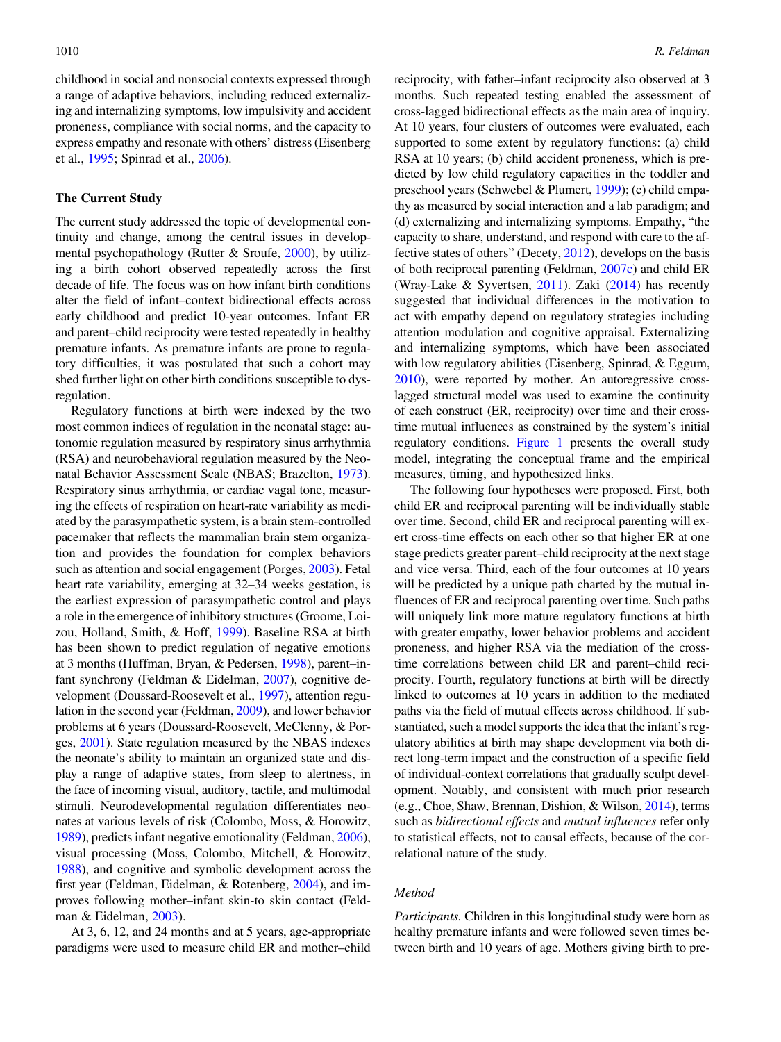childhood in social and nonsocial contexts expressed through a range of adaptive behaviors, including reduced externalizing and internalizing symptoms, low impulsivity and accident proneness, compliance with social norms, and the capacity to express empathy and resonate with others' distress (Eisenberg et al., 1995; Spinrad et al., 2006).

### The Current Study

The current study addressed the topic of developmental continuity and change, among the central issues in developmental psychopathology (Rutter & Sroufe, 2000), by utilizing a birth cohort observed repeatedly across the first decade of life. The focus was on how infant birth conditions alter the field of infant–context bidirectional effects across early childhood and predict 10-year outcomes. Infant ER and parent–child reciprocity were tested repeatedly in healthy premature infants. As premature infants are prone to regulatory difficulties, it was postulated that such a cohort may shed further light on other birth conditions susceptible to dysregulation.

Regulatory functions at birth were indexed by the two most common indices of regulation in the neonatal stage: autonomic regulation measured by respiratory sinus arrhythmia (RSA) and neurobehavioral regulation measured by the Neonatal Behavior Assessment Scale (NBAS; Brazelton, 1973). Respiratory sinus arrhythmia, or cardiac vagal tone, measuring the effects of respiration on heart-rate variability as mediated by the parasympathetic system, is a brain stem-controlled pacemaker that reflects the mammalian brain stem organization and provides the foundation for complex behaviors such as attention and social engagement (Porges, 2003). Fetal heart rate variability, emerging at 32–34 weeks gestation, is the earliest expression of parasympathetic control and plays a role in the emergence of inhibitory structures (Groome, Loizou, Holland, Smith, & Hoff, 1999). Baseline RSA at birth has been shown to predict regulation of negative emotions at 3 months (Huffman, Bryan, & Pedersen, 1998), parent–infant synchrony (Feldman & Eidelman, 2007), cognitive development (Doussard-Roosevelt et al., 1997), attention regulation in the second year (Feldman, 2009), and lower behavior problems at 6 years (Doussard-Roosevelt, McClenny, & Porges, 2001). State regulation measured by the NBAS indexes the neonate's ability to maintain an organized state and display a range of adaptive states, from sleep to alertness, in the face of incoming visual, auditory, tactile, and multimodal stimuli. Neurodevelopmental regulation differentiates neonates at various levels of risk (Colombo, Moss, & Horowitz, 1989), predicts infant negative emotionality (Feldman, 2006), visual processing (Moss, Colombo, Mitchell, & Horowitz, 1988), and cognitive and symbolic development across the first year (Feldman, Eidelman, & Rotenberg, 2004), and improves following mother–infant skin-to skin contact (Feldman & Eidelman, 2003).

At 3, 6, 12, and 24 months and at 5 years, age-appropriate paradigms were used to measure child ER and mother–child reciprocity, with father–infant reciprocity also observed at 3 months. Such repeated testing enabled the assessment of cross-lagged bidirectional effects as the main area of inquiry. At 10 years, four clusters of outcomes were evaluated, each supported to some extent by regulatory functions: (a) child RSA at 10 years; (b) child accident proneness, which is predicted by low child regulatory capacities in the toddler and preschool years (Schwebel & Plumert, 1999); (c) child empathy as measured by social interaction and a lab paradigm; and (d) externalizing and internalizing symptoms. Empathy, "the capacity to share, understand, and respond with care to the affective states of others" (Decety, 2012), develops on the basis of both reciprocal parenting (Feldman, 2007c) and child ER (Wray-Lake & Syvertsen, 2011). Zaki (2014) has recently suggested that individual differences in the motivation to act with empathy depend on regulatory strategies including attention modulation and cognitive appraisal. Externalizing and internalizing symptoms, which have been associated with low regulatory abilities (Eisenberg, Spinrad, & Eggum, 2010), were reported by mother. An autoregressive cross-lagged structural model was used to examine the continuity of each construct (ER, reciprocity) over time and their cross-time mutual influences as constrained by the system's initial regulatory conditions. Figure 1 presents the overall study model, integrating the conceptual frame and the empirical measures, timing, and hypothesized links.

The following four hypotheses were proposed. First, both child ER and reciprocal parenting will be individually stable over time. Second, child ER and reciprocal parenting will exert cross-time effects on each other so that higher ER at one stage predicts greater parent–child reciprocity at the next stage and vice versa. Third, each of the four outcomes at 10 years will be predicted by a unique path charted by the mutual influences of ER and reciprocal parenting over time. Such paths will uniquely link more mature regulatory functions at birth with greater empathy, lower behavior problems and accident proneness, and higher RSA via the mediation of the cross-time correlations between child ER and parent–child reciprocity. Fourth, regulatory functions at birth will be directly linked to outcomes at 10 years in addition to the mediated paths via the field of mutual effects across childhood. If substantiated, such a model supports the idea that the infant's regulatory abilities at birth may shape development via both direct long-term impact and the construction of a specific field of individual-context correlations that gradually sculpt development. Notably, and consistent with much prior research (e.g., Choe, Shaw, Brennan, Dishion, & Wilson, 2014), terms such as *bidirectional effects* and *mutual influences* refer only to statistical effects, not to causal effects, because of the correlational nature of the study.

#### *Method*

*Participants.* Children in this longitudinal study were born as healthy premature infants and were followed seven times between birth and 10 years of age. Mothers giving birth to pre-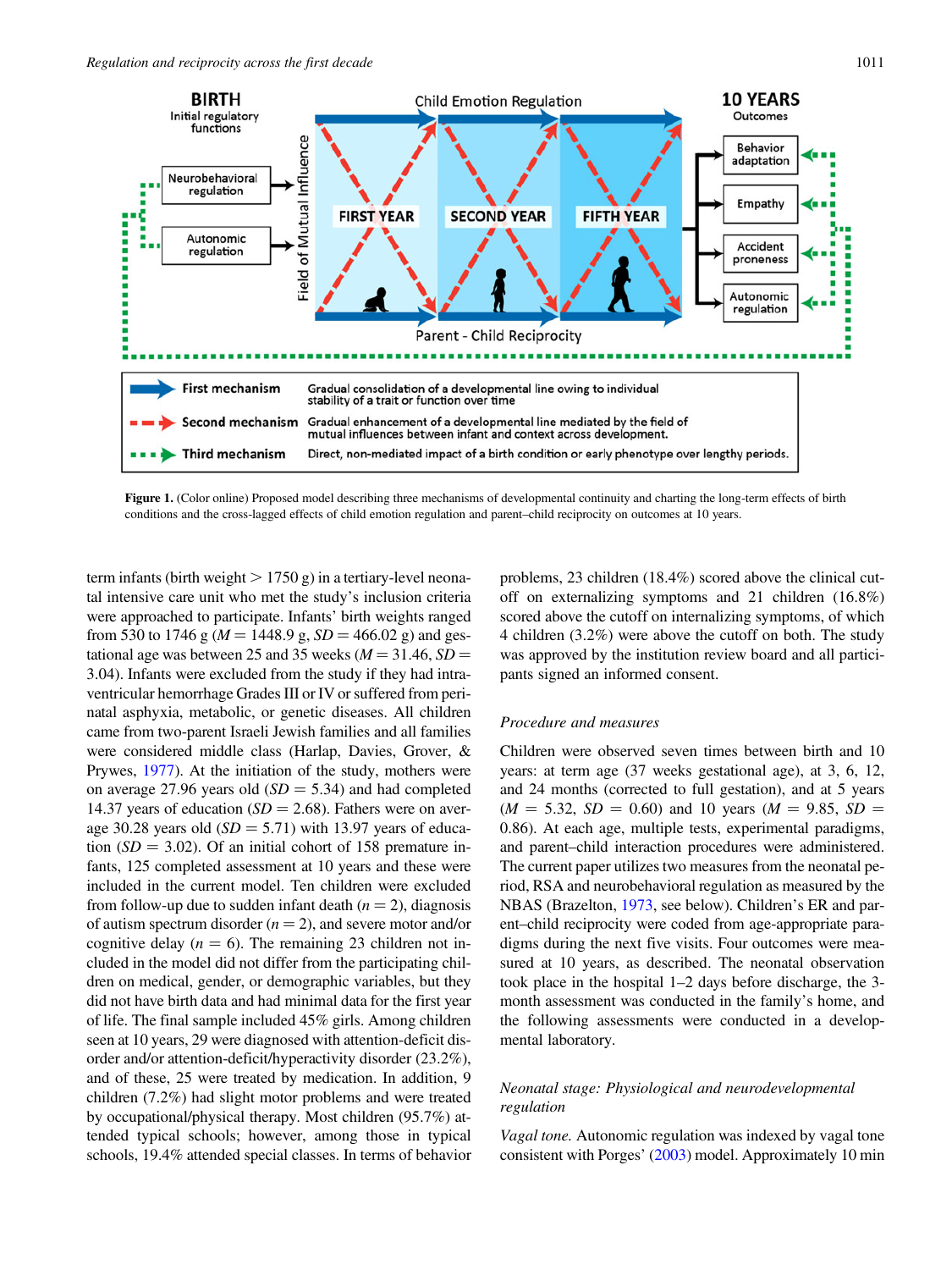Figure 1. (Color online) Proposed model describing three mechanisms of developmental continuity and charting the long-term effects of birth conditions and the cross-lagged effects of child emotion regulation and parent–child reciprocity on outcomes at 10 years.

term infants (birth weight > 1750 g) in a tertiary-level neonatal intensive care unit who met the study's inclusion criteria were approached to participate. Infants' birth weights ranged from 530 to 1746 g ($M = 1448.9$ g, $SD = 466.02$ g) and gestational age was between 25 and 35 weeks ($M = 31.46$, $SD = 3.04$). Infants were excluded from the study if they had intraventricular hemorrhage Grades III or IV or suffered from perinatal asphyxia, metabolic, or genetic diseases. All children came from two-parent Israeli Jewish families and all families were considered middle class (Harlap, Davies, Grover, & Prywes, 1977). At the initiation of the study, mothers were on average 27.96 years old ($SD = 5.34$) and had completed 14.37 years of education ($SD = 2.68$). Fathers were on average 30.28 years old ($SD = 5.71$) with 13.97 years of education ($SD = 3.02$). Of an initial cohort of 158 premature infants, 125 completed assessment at 10 years and these were included in the current model. Ten children were excluded from follow-up due to sudden infant death ($n = 2$), diagnosis of autism spectrum disorder ($n = 2$), and severe motor and/or cognitive delay ($n = 6$). The remaining 23 children not included in the model did not differ from the participating children on medical, gender, or demographic variables, but they did not have birth data and had minimal data for the first year of life. The final sample included 45% girls. Among children seen at 10 years, 29 were diagnosed with attention-deficit disorder and/or attention-deficit/hyperactivity disorder (23.2%), and of these, 25 were treated by medication. In addition, 9 children (7.2%) had slight motor problems and were treated by occupational/physical therapy. Most children (95.7%) attended typical schools; however, among those in typical schools, 19.4% attended special classes. In terms of behavior problems, 23 children (18.4%) scored above the clinical cutoff on externalizing symptoms and 21 children (16.8%) scored above the cutoff on internalizing symptoms, of which 4 children (3.2%) were above the cutoff on both. The study was approved by the institution review board and all participants signed an informed consent.

### *Procedure and measures*

Children were observed seven times between birth and 10 years: at term age (37 weeks gestational age), at 3, 6, 12, and 24 months (corrected to full gestation), and at 5 years ($M = 5.32$, $SD = 0.60$) and 10 years ($M = 9.85$, $SD = 0.86$). At each age, multiple tests, experimental paradigms, and parent–child interaction procedures were administered. The current paper utilizes two measures from the neonatal period, RSA and neurobehavioral regulation as measured by the NBAS (Brazelton, 1973, see below). Children's ER and parent–child reciprocity were coded from age-appropriate paradigms during the next five visits. Four outcomes were measured at 10 years, as described. The neonatal observation took place in the hospital 1–2 days before discharge, the 3-month assessment was conducted in the family's home, and the following assessments were conducted in a developmental laboratory.

#### *Neonatal stage: Physiological and neurodevelopmental regulation*

*Vagal tone.* Autonomic regulation was indexed by vagal tone consistent with Porges' (2003) model. Approximately 10 min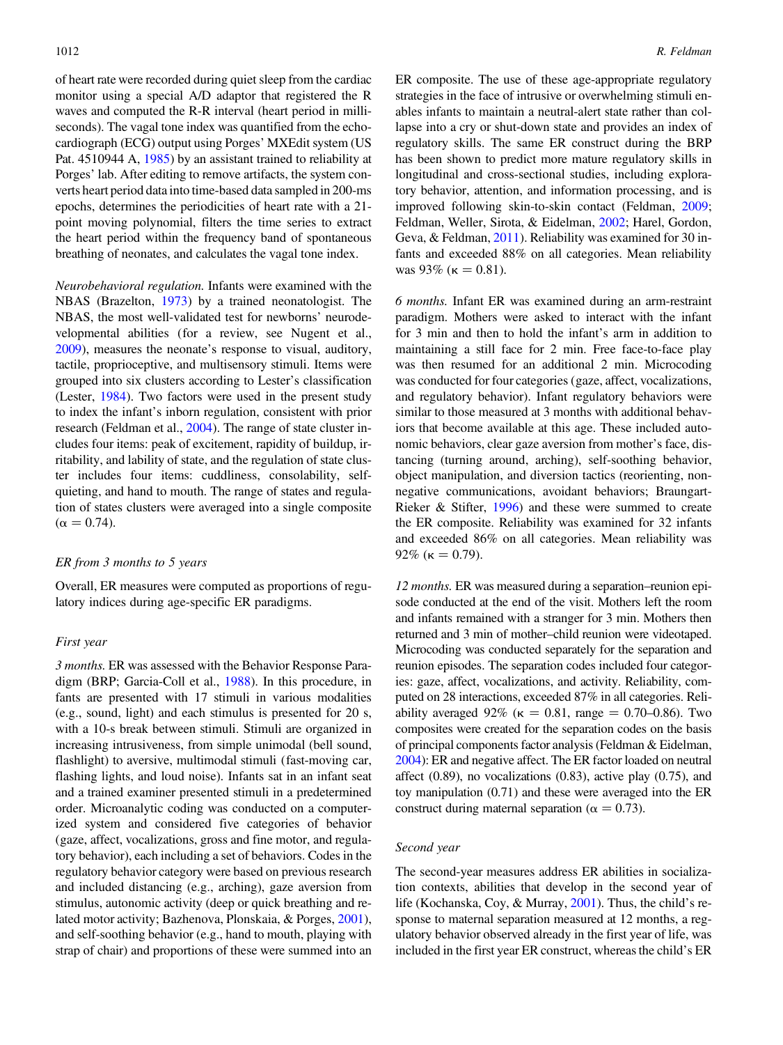of heart rate were recorded during quiet sleep from the cardiac monitor using a special A/D adaptor that registered the R waves and computed the R-R interval (heart period in milliseconds). The vagal tone index was quantified from the echocardiograph (ECG) output using Porges' MXEdit system (US Pat. 4510944 A, 1985) by an assistant trained to reliability at Porges' lab. After editing to remove artifacts, the system converts heart period data into time-based data sampled in 200-ms epochs, determines the periodicities of heart rate with a 21-point moving polynomial, filters the time series to extract the heart period within the frequency band of spontaneous breathing of neonates, and calculates the vagal tone index.

*Neurobehavioral regulation.* Infants were examined with the NBAS (Brazelton, 1973) by a trained neonatologist. The NBAS, the most well-validated test for newborns' neurodevelopmental abilities (for a review, see Nugent et al., 2009), measures the neonate's response to visual, auditory, tactile, proprioceptive, and multisensory stimuli. Items were grouped into six clusters according to Lester's classification (Lester, 1984). Two factors were used in the present study to index the infant's inborn regulation, consistent with prior research (Feldman et al., 2004). The range of state cluster includes four items: peak of excitement, rapidity of buildup, irritability, and lability of state, and the regulation of state cluster includes four items: cuddliness, consolability, self-quieting, and hand to mouth. The range of states and regulation of states clusters were averaged into a single composite ($\alpha = 0.74$).

### *ER from 3 months to 5 years*

Overall, ER measures were computed as proportions of regulatory indices during age-specific ER paradigms.

### *First year*

*3 months.* ER was assessed with the Behavior Response Paradigm (BRP; Garcia-Coll et al., 1988). In this procedure, in fants are presented with 17 stimuli in various modalities (e.g., sound, light) and each stimulus is presented for 20 s, with a 10-s break between stimuli. Stimuli are organized in increasing intrusiveness, from simple unimodal (bell sound, flashlight) to aversive, multimodal stimuli (fast-moving car, flashing lights, and loud noise). Infants sat in an infant seat and a trained examiner presented stimuli in a predetermined order. Microanalytic coding was conducted on a computerized system and considered five categories of behavior (gaze, affect, vocalizations, gross and fine motor, and regulatory behavior), each including a set of behaviors. Codes in the regulatory behavior category were based on previous research and included distancing (e.g., arching), gaze aversion from stimulus, autonomic activity (deep or quick breathing and related motor activity; Bazhenova, Plonskaia, & Porges, 2001), and self-soothing behavior (e.g., hand to mouth, playing with strap of chair) and proportions of these were summed into an ER composite. The use of these age-appropriate regulatory strategies in the face of intrusive or overwhelming stimuli enables infants to maintain a neutral-alert state rather than collapse into a cry or shut-down state and provides an index of regulatory skills. The same ER construct during the BRP has been shown to predict more mature regulatory skills in longitudinal and cross-sectional studies, including exploratory behavior, attention, and information processing, and is improved following skin-to-skin contact (Feldman, 2009; Feldman, Weller, Sirota, & Eidelman, 2002; Harel, Gordon, Geva, & Feldman, 2011). Reliability was examined for 30 infants and exceeded 88% on all categories. Mean reliability was 93% ($\kappa = 0.81$).

*6 months.* Infant ER was examined during an arm-restraint paradigm. Mothers were asked to interact with the infant for 3 min and then to hold the infant's arm in addition to maintaining a still face for 2 min. Free face-to-face play was then resumed for an additional 2 min. Microcoding was conducted for four categories (gaze, affect, vocalizations, and regulatory behavior). Infant regulatory behaviors were similar to those measured at 3 months with additional behaviors that become available at this age. These included autonomic behaviors, clear gaze aversion from mother's face, distancing (turning around, arching), self-soothing behavior, object manipulation, and diversion tactics (reorienting, non-negative communications, avoidant behaviors; Braungart-Rieker & Stifter, 1996) and these were summed to create the ER composite. Reliability was examined for 32 infants and exceeded 86% on all categories. Mean reliability was 92% ($\kappa = 0.79$).

*12 months.* ER was measured during a separation–reunion episode conducted at the end of the visit. Mothers left the room and infants remained with a stranger for 3 min. Mothers then returned and 3 min of mother–child reunion were videotaped. Microcoding was conducted separately for the separation and reunion episodes. The separation codes included four categories: gaze, affect, vocalizations, and activity. Reliability, computed on 28 interactions, exceeded 87% in all categories. Reliability averaged 92% ($\kappa = 0.81$, range = 0.70–0.86). Two composites were created for the separation codes on the basis of principal components factor analysis (Feldman & Eidelman, 2004): ER and negative affect. The ER factor loaded on neutral affect (0.89), no vocalizations (0.83), active play (0.75), and toy manipulation (0.71) and these were averaged into the ER construct during maternal separation ($\alpha = 0.73$).

### *Second year*

The second-year measures address ER abilities in socialization contexts, abilities that develop in the second year of life (Kochanska, Coy, & Murray, 2001). Thus, the child's response to maternal separation measured at 12 months, a regulatory behavior observed already in the first year of life, was included in the first year ER construct, whereas the child's ER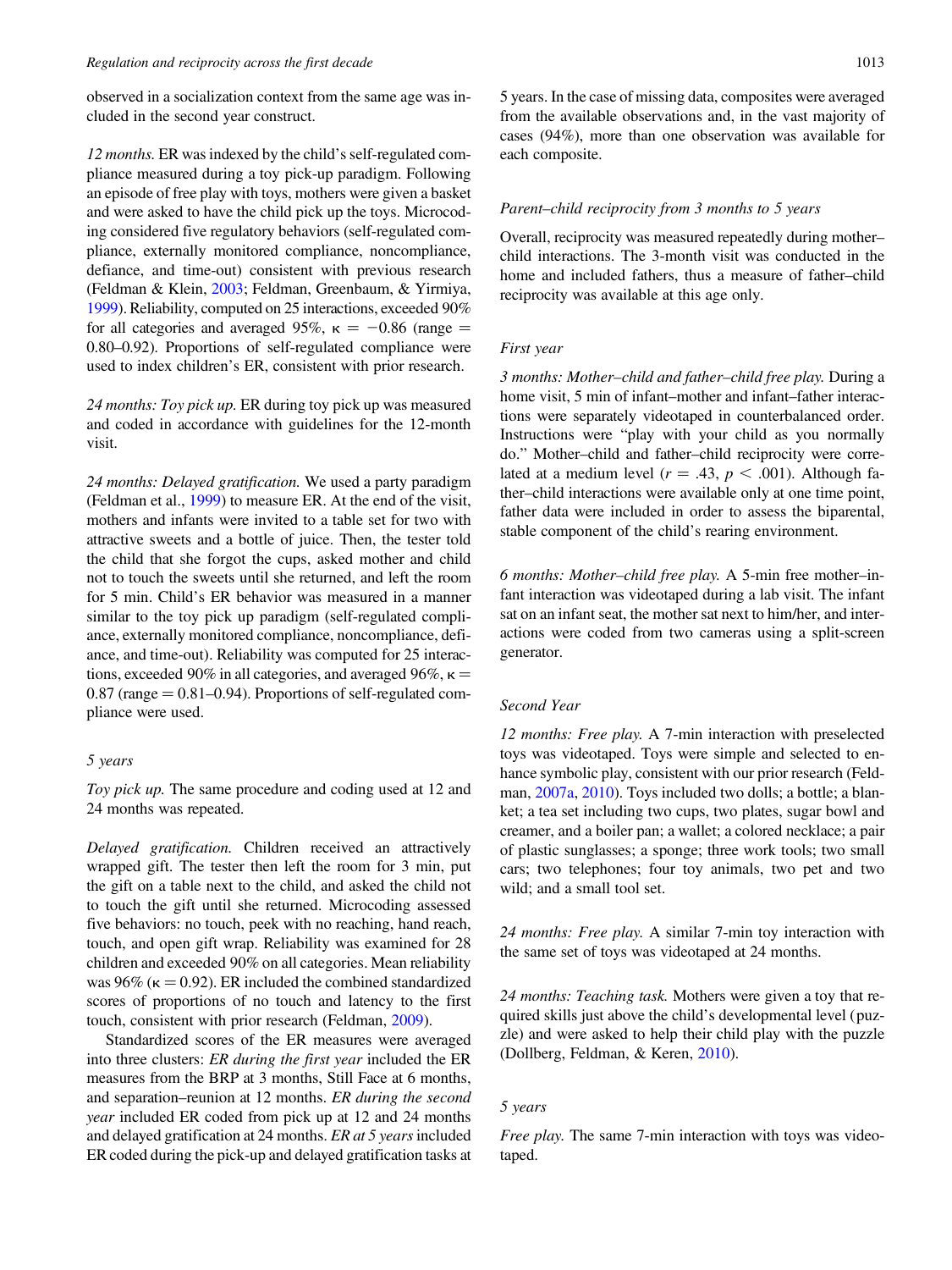observed in a socialization context from the same age was included in the second year construct.

*12 months.* ER was indexed by the child's self-regulated compliance measured during a toy pick-up paradigm. Following an episode of free play with toys, mothers were given a basket and were asked to have the child pick up the toys. Microcoding considered five regulatory behaviors (self-regulated compliance, externally monitored compliance, noncompliance, defiance, and time-out) consistent with previous research (Feldman & Klein, 2003; Feldman, Greenbaum, & Yirmiya, 1999). Reliability, computed on 25 interactions, exceeded 90% for all categories and averaged 95%, $\kappa = -0.86$ (range = 0.80–0.92). Proportions of self-regulated compliance were used to index children's ER, consistent with prior research.

*24 months: Toy pick up.* ER during toy pick up was measured and coded in accordance with guidelines for the 12-month visit.

*24 months: Delayed gratification.* We used a party paradigm (Feldman et al., 1999) to measure ER. At the end of the visit, mothers and infants were invited to a table set for two with attractive sweets and a bottle of juice. Then, the tester told the child that she forgot the cups, asked mother and child not to touch the sweets until she returned, and left the room for 5 min. Child's ER behavior was measured in a manner similar to the toy pick up paradigm (self-regulated compliance, externally monitored compliance, noncompliance, defiance, and time-out). Reliability was computed for 25 interactions, exceeded 90% in all categories, and averaged 96%, $\kappa = 0.87$ (range = 0.81–0.94). Proportions of self-regulated compliance were used.

### 5 years

*Toy pick up.* The same procedure and coding used at 12 and 24 months was repeated.

*Delayed gratification.* Children received an attractively wrapped gift. The tester then left the room for 3 min, put the gift on a table next to the child, and asked the child not to touch the gift until she returned. Microcoding assessed five behaviors: no touch, peek with no reaching, hand reach, touch, and open gift wrap. Reliability was examined for 28 children and exceeded 90% on all categories. Mean reliability was 96% ($\kappa = 0.92$). ER included the combined standardized scores of proportions of no touch and latency to the first touch, consistent with prior research (Feldman, 2009).

Standardized scores of the ER measures were averaged into three clusters: *ER during the first year* included the ER measures from the BRP at 3 months, Still Face at 6 months, and separation–reunion at 12 months. *ER during the second year* included ER coded from pick up at 12 and 24 months and delayed gratification at 24 months. *ER at 5 years* included ER coded during the pick-up and delayed gratification tasks at 5 years. In the case of missing data, composites were averaged from the available observations and, in the vast majority of cases (94%), more than one observation was available for each composite.

### Parent–child reciprocity from 3 months to 5 years

Overall, reciprocity was measured repeatedly during mother–child interactions. The 3-month visit was conducted in the home and included fathers, thus a measure of father–child reciprocity was available at this age only.

### First year

*3 months: Mother–child and father–child free play.* During a home visit, 5 min of infant–mother and infant–father interactions were separately videotaped in counterbalanced order. Instructions were "play with your child as you normally do." Mother–child and father–child reciprocity were correlated at a medium level ($r = .43$, $p < .001$). Although father–child interactions were available only at one time point, father data were included in order to assess the biparental, stable component of the child's rearing environment.

*6 months: Mother–child free play.* A 5-min free mother–infant interaction was videotaped during a lab visit. The infant sat on an infant seat, the mother sat next to him/her, and interactions were coded from two cameras using a split-screen generator.

### Second Year

*12 months: Free play.* A 7-min interaction with preselected toys was videotaped. Toys were simple and selected to enhance symbolic play, consistent with our prior research (Feldman, 2007a, 2010). Toys included two dolls; a bottle; a blanket; a tea set including two cups, two plates, sugar bowl and creamer, and a boiler pan; a wallet; a colored necklace; a pair of plastic sunglasses; a sponge; three work tools; two small cars; two telephones; four toy animals, two pet and two wild; and a small tool set.

*24 months: Free play.* A similar 7-min toy interaction with the same set of toys was videotaped at 24 months.

*24 months: Teaching task.* Mothers were given a toy that required skills just above the child's developmental level (puzzle) and were asked to help their child play with the puzzle (Dollberg, Feldman, & Keren, 2010).

### 5 years

*Free play.* The same 7-min interaction with toys was videotaped.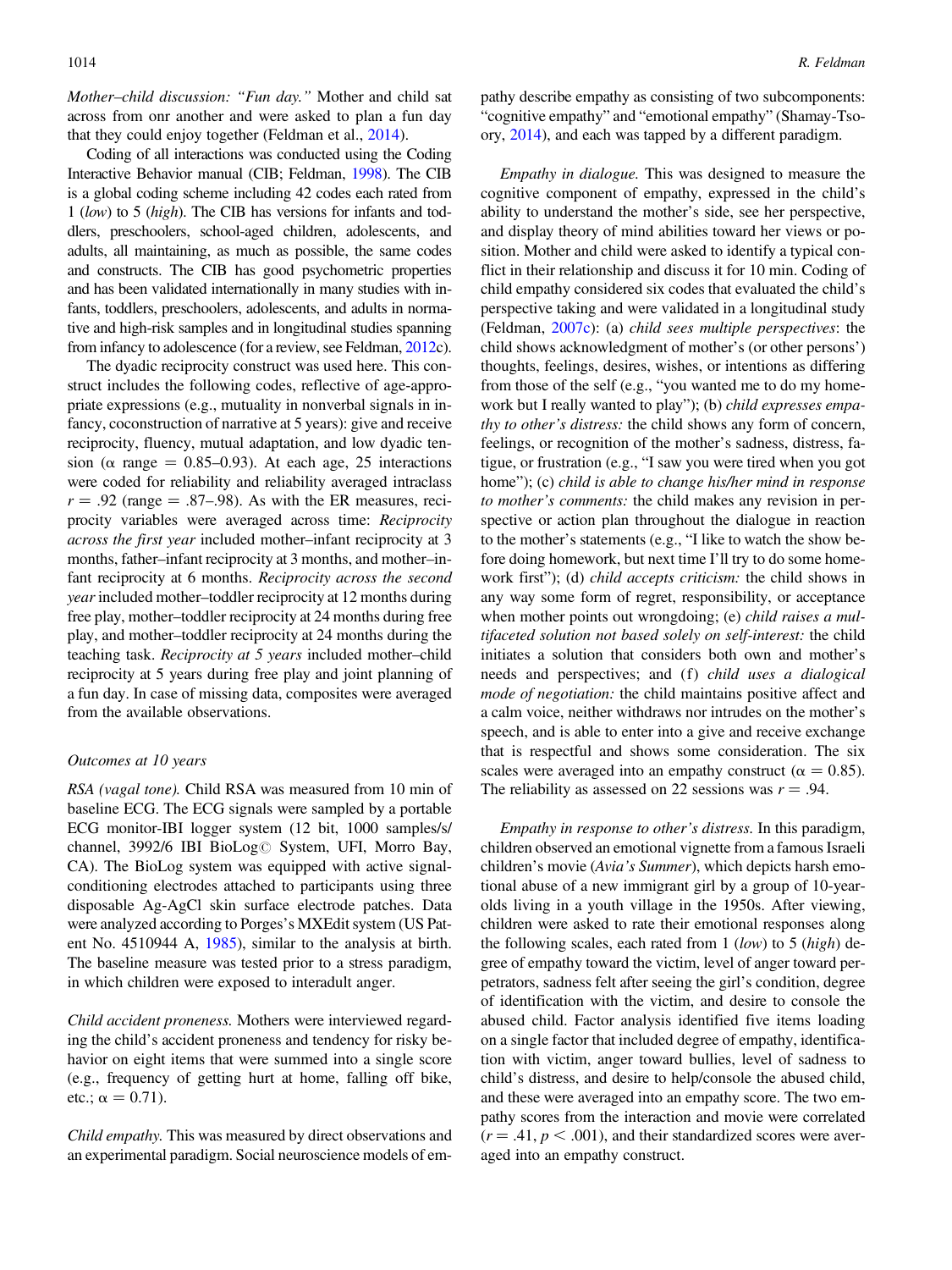*Mother–child discussion: "Fun day."* Mother and child sat across from onr another and were asked to plan a fun day that they could enjoy together (Feldman et al., 2014).

Coding of all interactions was conducted using the Coding Interactive Behavior manual (CIB; Feldman, 1998). The CIB is a global coding scheme including 42 codes each rated from 1 (*low*) to 5 (*high*). The CIB has versions for infants and toddlers, preschoolers, school-aged children, adolescents, and adults, all maintaining, as much as possible, the same codes and constructs. The CIB has good psychometric properties and has been validated internationally in many studies with infants, toddlers, preschoolers, adolescents, and adults in normative and high-risk samples and in longitudinal studies spanning from infancy to adolescence (for a review, see Feldman, 2012c).

The dyadic reciprocity construct was used here. This construct includes the following codes, reflective of age-appropriate expressions (e.g., mutuality in nonverbal signals in infancy, coconstruction of narrative at 5 years): give and receive reciprocity, fluency, mutual adaptation, and low dyadic tension ($\alpha$ range = 0.85–0.93). At each age, 25 interactions were coded for reliability and reliability averaged intraclass $r = .92$ (range = .87–.98). As with the ER measures, reciprocity variables were averaged across time: *Reciprocity across the first year* included mother–infant reciprocity at 3 months, father–infant reciprocity at 3 months, and mother–infant reciprocity at 6 months. *Reciprocity across the second year* included mother–toddler reciprocity at 12 months during free play, mother–toddler reciprocity at 24 months during free play, and mother–toddler reciprocity at 24 months during the teaching task. *Reciprocity at 5 years* included mother–child reciprocity at 5 years during free play and joint planning of a fun day. In case of missing data, composites were averaged from the available observations.

### Outcomes at 10 years

*RSA (vagal tone).* Child RSA was measured from 10 min of baseline ECG. The ECG signals were sampled by a portable ECG monitor-IBI logger system (12 bit, 1000 samples/s/channel, 3992/6 IBI BioLog© System, UFI, Morro Bay, CA). The BioLog system was equipped with active signal-conditioning electrodes attached to participants using three disposable Ag-AgCl skin surface electrode patches. Data were analyzed according to Porges's MXEdit system (US Patent No. 4510944 A, 1985), similar to the analysis at birth. The baseline measure was tested prior to a stress paradigm, in which children were exposed to interadult anger.

*Child accident proneness.* Mothers were interviewed regarding the child's accident proneness and tendency for risky behavior on eight items that were summed into a single score (e.g., frequency of getting hurt at home, falling off bike, etc.; $\alpha = 0.71$).

*Child empathy.* This was measured by direct observations and an experimental paradigm. Social neuroscience models of empathy describe empathy as consisting of two subcomponents: "cognitive empathy" and "emotional empathy" (Shamay-Tsoory, 2014), and each was tapped by a different paradigm.

*Empathy in dialogue.* This was designed to measure the cognitive component of empathy, expressed in the child's ability to understand the mother's side, see her perspective, and display theory of mind abilities toward her views or position. Mother and child were asked to identify a typical conflict in their relationship and discuss it for 10 min. Coding of child empathy considered six codes that evaluated the child's perspective taking and were validated in a longitudinal study (Feldman, 2007c): (a) *child sees multiple perspectives*: the child shows acknowledgment of mother's (or other persons') thoughts, feelings, desires, wishes, or intentions as differing from those of the self (e.g., "you wanted me to do my homework but I really wanted to play"); (b) *child expresses empathy to other's distress:* the child shows any form of concern, feelings, or recognition of the mother's sadness, distress, fatigue, or frustration (e.g., "I saw you were tired when you got home"); (c) *child is able to change his/her mind in response to mother's comments:* the child makes any revision in perspective or action plan throughout the dialogue in reaction to the mother's statements (e.g., "I like to watch the show before doing homework, but next time I'll try to do some homework first"); (d) *child accepts criticism:* the child shows in any way some form of regret, responsibility, or acceptance when mother points out wrongdoing; (e) *child raises a multifaceted solution not based solely on self-interest:* the child initiates a solution that considers both own and mother's needs and perspectives; and (f) *child uses a dialogical mode of negotiation:* the child maintains positive affect and a calm voice, neither withdraws nor intrudes on the mother's speech, and is able to enter into a give and receive exchange that is respectful and shows some consideration. The six scales were averaged into an empathy construct ($\alpha = 0.85$). The reliability as assessed on 22 sessions was $r = .94$.

*Empathy in response to other's distress.* In this paradigm, children observed an emotional vignette from a famous Israeli children's movie (*Avia's Summer*), which depicts harsh emotional abuse of a new immigrant girl by a group of 10-year-olds living in a youth village in the 1950s. After viewing, children were asked to rate their emotional responses along the following scales, each rated from 1 (*low*) to 5 (*high*) degree of empathy toward the victim, level of anger toward perpetrators, sadness felt after seeing the girl's condition, degree of identification with the victim, and desire to console the abused child. Factor analysis identified five items loading on a single factor that included degree of empathy, identification with victim, anger toward bullies, level of sadness to child's distress, and desire to help/console the abused child, and these were averaged into an empathy score. The two empathy scores from the interaction and movie were correlated ($r = .41$, $p < .001$), and their standardized scores were averaged into an empathy construct.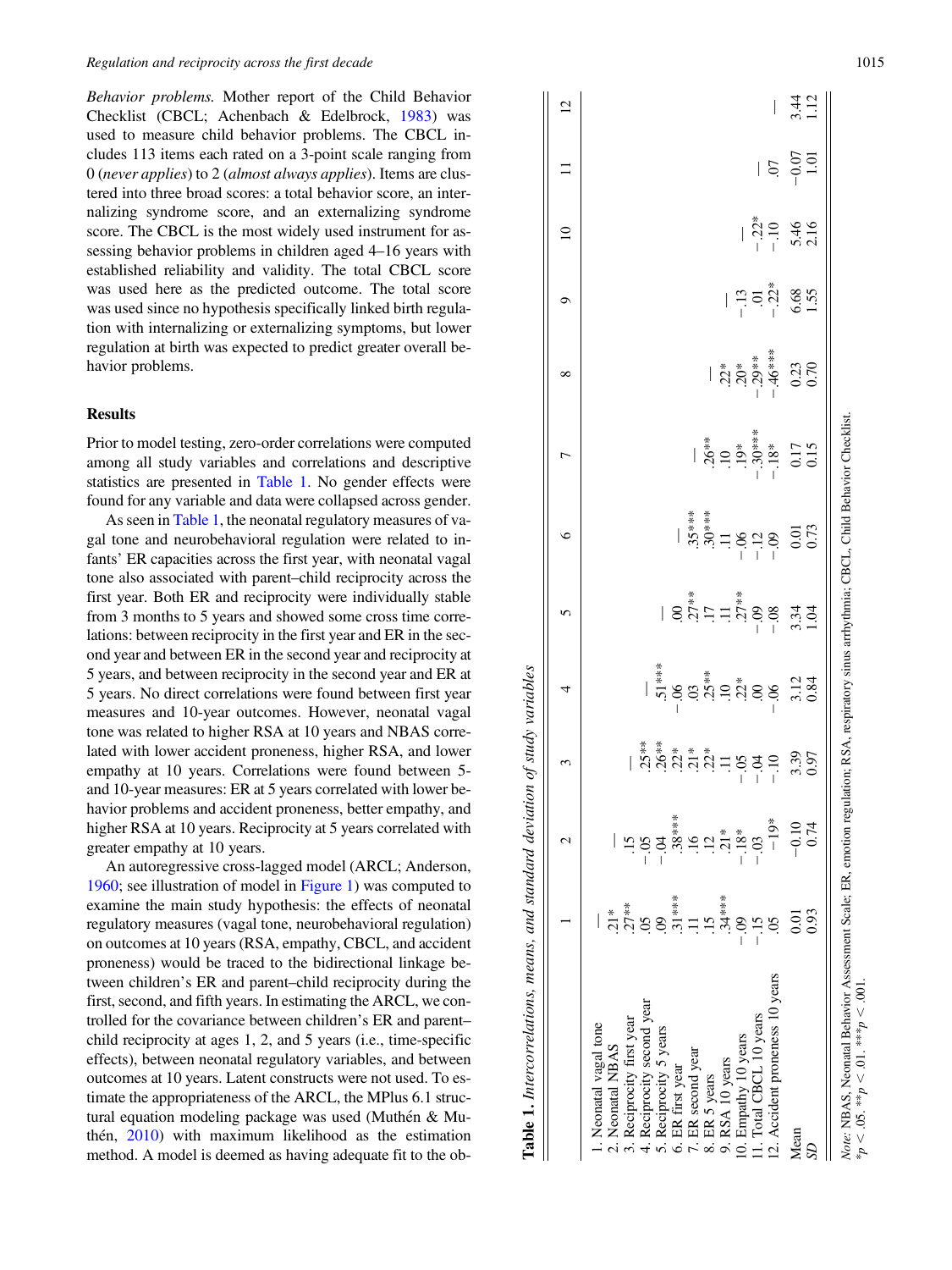*Behavior problems.* Mother report of the Child Behavior Checklist (CBCL; Achenbach & Edelbrock, 1983) was used to measure child behavior problems. The CBCL includes 113 items each rated on a 3-point scale ranging from 0 (*never applies*) to 2 (*almost always applies*). Items are clustered into three broad scores: a total behavior score, an internalizing syndrome score, and an externalizing syndrome score. The CBCL is the most widely used instrument for assessing behavior problems in children aged 4–16 years with established reliability and validity. The total CBCL score was used here as the predicted outcome. The total score was used since no hypothesis specifically linked birth regulation with internalizing or externalizing symptoms, but lower regulation at birth was expected to predict greater overall behavior problems.

## Results

Prior to model testing, zero-order correlations were computed among all study variables and correlations and descriptive statistics are presented in Table 1. No gender effects were found for any variable and data were collapsed across gender.

As seen in Table 1, the neonatal regulatory measures of vagal tone and neurobehavioral regulation were related to infants' ER capacities across the first year, with neonatal vagal tone also associated with parent–child reciprocity across the first year. Both ER and reciprocity were individually stable from 3 months to 5 years and showed some cross time correlations: between reciprocity in the first year and ER in the second year and between ER in the second year and reciprocity at 5 years, and between reciprocity in the second year and ER at 5 years. No direct correlations were found between first year measures and 10-year outcomes. However, neonatal vagal tone was related to higher RSA at 10 years and NBAS correlated with lower accident proneness, higher RSA, and lower empathy at 10 years. Correlations were found between 5- and 10-year measures: ER at 5 years correlated with lower behavior problems and accident proneness, better empathy, and higher RSA at 10 years. Reciprocity at 5 years correlated with greater empathy at 10 years.

An autoregressive cross-lagged model (ARCL; Anderson, 1960; see illustration of model in Figure 1) was computed to examine the main study hypothesis: the effects of neonatal regulatory measures (vagal tone, neurobehavioral regulation) on outcomes at 10 years (RSA, empathy, CBCL, and accident proneness) would be traced to the bidirectional linkage between children's ER and parent–child reciprocity during the first, second, and fifth years. In estimating the ARCL, we controlled for the covariance between children's ER and parent–child reciprocity at ages 1, 2, and 5 years (i.e., time-specific effects), between neonatal regulatory variables, and between outcomes at 10 years. Latent constructs were not used. To estimate the appropriateness of the ARCL, the MPlus 6.1 structural equation modeling package was used (Muthén & Muthén, 2010) with maximum likelihood as the estimation method. A model is deemed as having adequate fit to the ob-

**Table 1.** *Intercorrelations, means, and standard deviation of study variables*

| | 1 | 2 | 3 | 4 | 5 | 6 | 7 | 8 | 9 | 10 | 11 | 12 |
|---|---|---|---|---|---|---|---|---|---|---|---|---|
| 1. Neonatal vagal tone | — | | | | | | | | | | | |
| 2. Neonatal NBAS | .21* | — | | | | | | | | | | |
| 3. Reciprocity first year | .27** | .15 | — | | | | | | | | | |
| 4. Reciprocity second year | .05 | −.05 | .25** | — | | | | | | | | |
| 5. Reciprocity 5 years | .09 | −.04 | .26** | .51*** | — | | | | | | | |
| 6. ER first year | .31*** | .38*** | .22* | −.06 | .00 | — | | | | | | |
| 7. ER second year | .11 | .16 | .21* | .03 | .27** | .35*** | — | | | | | |
| 8. ER 5 years | .15 | .12 | .22* | .25** | .17 | .30*** | .26** | — | | | | |
| 9. RSA 10 years | .34*** | .21* | .11 | .10 | .11 | .11 | .10 | .22* | — | | | |
| 10. Empathy 10 years | −.09 | −.18* | −.05 | .22* | .27** | −.06 | .19* | .20* | −.13 | — | | |
| 11. Total CBCL 10 years | −.15 | −.03 | −.04 | .00 | −.09 | −.12 | −.30*** | −.29*** | .01 | −.22* | — | |
| 12. Accident proneness 10 years | .05 | −.19* | −.10 | −.06 | −.08 | −.09 | −.18* | −.46*** | −.22* | −.10 | .07 | — |
| Mean | 0.01 | −0.10 | 3.39 | 3.12 | 3.34 | 0.01 | 0.17 | 0.23 | 6.68 | 5.46 | −0.07 | 3.44 |
| *SD* | 0.93 | 0.74 | 0.97 | 0.84 | 1.04 | 0.73 | 0.15 | 0.70 | 1.55 | 2.16 | 1.01 | 1.12 |

*Note:* NBAS, Neonatal Behavior Assessment Scale; ER, emotion regulation; RSA, respiratory sinus arrhythmia; CBCL, Child Behavior Checklist.
$*p < .05$. $**p < .01$. $***p < .001$.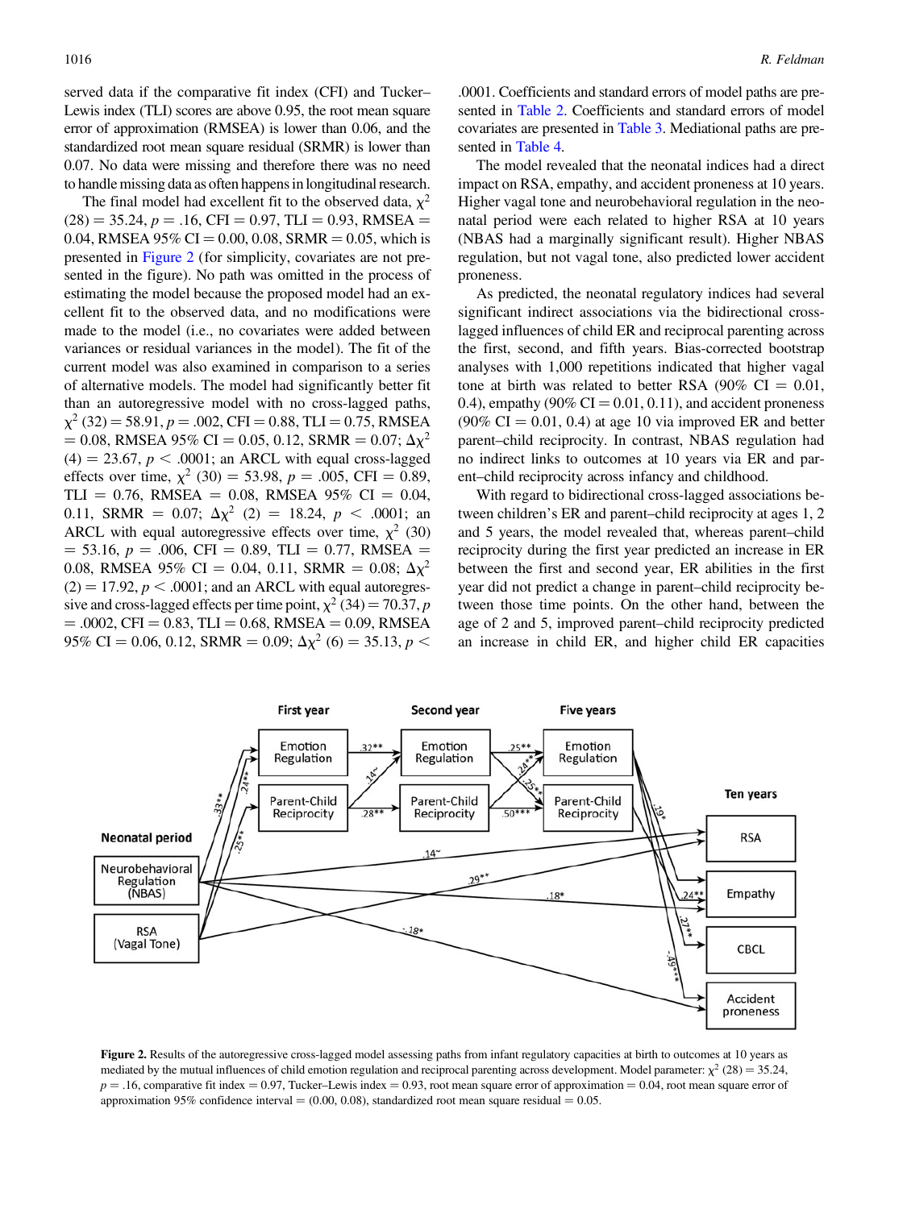served data if the comparative fit index (CFI) and Tucker–Lewis index (TLI) scores are above 0.95, the root mean square error of approximation (RMSEA) is lower than 0.06, and the standardized root mean square residual (SRMR) is lower than 0.07. No data were missing and therefore there was no need to handle missing data as often happens in longitudinal research.

The final model had excellent fit to the observed data, $\chi^2$ (28) = 35.24, $p$ = .16, CFI = 0.97, TLI = 0.93, RMSEA = 0.04, RMSEA 95% CI = 0.00, 0.08, SRMR = 0.05, which is presented in Figure 2 (for simplicity, covariates are not presented in the figure). No path was omitted in the process of estimating the model because the proposed model had an excellent fit to the observed data, and no modifications were made to the model (i.e., no covariates were added between variances or residual variances in the model). The fit of the current model was also examined in comparison to a series of alternative models. The model had significantly better fit than an autoregressive model with no cross-lagged paths, $\chi^2$ (32) = 58.91, $p$ = .002, CFI = 0.88, TLI = 0.75, RMSEA = 0.08, RMSEA 95% CI = 0.05, 0.12, SRMR = 0.07; $\Delta\chi^2$ (4) = 23.67, $p$ < .0001; an ARCL with equal cross-lagged effects over time, $\chi^2$ (30) = 53.98, $p$ = .005, CFI = 0.89, TLI = 0.76, RMSEA = 0.08, RMSEA 95% CI = 0.04, 0.11, SRMR = 0.07; $\Delta\chi^2$ (2) = 18.24, $p$ < .0001; an ARCL with equal autoregressive effects over time, $\chi^2$ (30) = 53.16, $p$ = .006, CFI = 0.89, TLI = 0.77, RMSEA = 0.08, RMSEA 95% CI = 0.04, 0.11, SRMR = 0.08; $\Delta\chi^2$ (2) = 17.92, $p$ < .0001; and an ARCL with equal autoregressive and cross-lagged effects per time point, $\chi^2$ (34) = 70.37, $p$ = .0002, CFI = 0.83, TLI = 0.68, RMSEA = 0.09, RMSEA 95% CI = 0.06, 0.12, SRMR = 0.09; $\Delta\chi^2$ (6) = 35.13, $p$ < .0001. Coefficients and standard errors of model paths are presented in Table 2. Coefficients and standard errors of model covariates are presented in Table 3. Mediational paths are presented in Table 4.

The model revealed that the neonatal indices had a direct impact on RSA, empathy, and accident proneness at 10 years. Higher vagal tone and neurobehavioral regulation in the neonatal period were each related to higher RSA at 10 years (NBAS had a marginally significant result). Higher NBAS regulation, but not vagal tone, also predicted lower accident proneness.

As predicted, the neonatal regulatory indices had several significant indirect associations via the bidirectional cross-lagged influences of child ER and reciprocal parenting across the first, second, and fifth years. Bias-corrected bootstrap analyses with 1,000 repetitions indicated that higher vagal tone at birth was related to better RSA (90% CI = 0.01, 0.4), empathy (90% CI = 0.01, 0.11), and accident proneness (90% CI = 0.01, 0.4) at age 10 via improved ER and better parent–child reciprocity. In contrast, NBAS regulation had no indirect links to outcomes at 10 years via ER and parent–child reciprocity across infancy and childhood.

With regard to bidirectional cross-lagged associations between children's ER and parent–child reciprocity at ages 1, 2 and 5 years, the model revealed that, whereas parent–child reciprocity during the first year predicted an increase in ER between the first and second year, ER abilities in the first year did not predict a change in parent–child reciprocity between those time points. On the other hand, between the age of 2 and 5, improved parent–child reciprocity predicted an increase in child ER, and higher child ER capacities

**Figure 2.** Results of the autoregressive cross-lagged model assessing paths from infant regulatory capacities at birth to outcomes at 10 years as mediated by the mutual influences of child emotion regulation and reciprocal parenting across development. Model parameter: $\chi^2$ (28) = 35.24, $p$ = .16, comparative fit index = 0.97, Tucker–Lewis index = 0.93, root mean square error of approximation = 0.04, root mean square error of approximation 95% confidence interval = (0.00, 0.08), standardized root mean square residual = 0.05.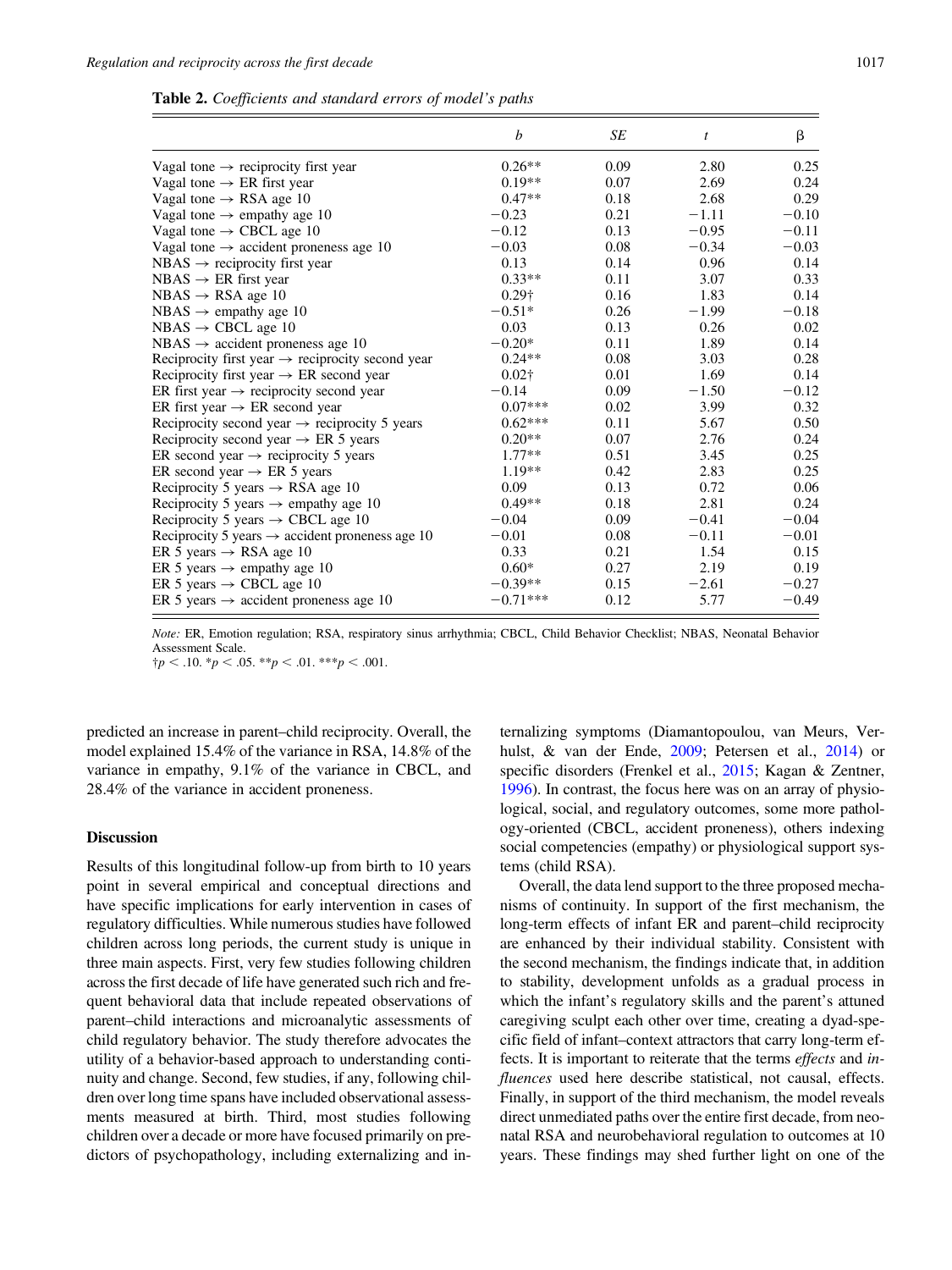**Table 2.** *Coefficients and standard errors of model's paths*

| | *b* | *SE* | *t* | β |
|---|---|---|---|---|
| Vagal tone → reciprocity first year | 0.26** | 0.09 | 2.80 | 0.25 |
| Vagal tone → ER first year | 0.19** | 0.07 | 2.69 | 0.24 |
| Vagal tone → RSA age 10 | 0.47** | 0.18 | 2.68 | 0.29 |
| Vagal tone → empathy age 10 | −0.23 | 0.21 | −1.11 | −0.10 |
| Vagal tone → CBCL age 10 | −0.12 | 0.13 | −0.95 | −0.11 |
| Vagal tone → accident proneness age 10 | −0.03 | 0.08 | −0.34 | −0.03 |
| NBAS → reciprocity first year | 0.13 | 0.14 | 0.96 | 0.14 |
| NBAS → ER first year | 0.33** | 0.11 | 3.07 | 0.33 |
| NBAS → RSA age 10 | 0.29† | 0.16 | 1.83 | 0.14 |
| NBAS → empathy age 10 | −0.51* | 0.26 | −1.99 | −0.18 |
| NBAS → CBCL age 10 | 0.03 | 0.13 | 0.26 | 0.02 |
| NBAS → accident proneness age 10 | −0.20* | 0.11 | 1.89 | 0.14 |
| Reciprocity first year → reciprocity second year | 0.24** | 0.08 | 3.03 | 0.28 |
| Reciprocity first year → ER second year | 0.02† | 0.01 | 1.69 | 0.14 |
| ER first year → reciprocity second year | −0.14 | 0.09 | −1.50 | −0.12 |
| ER first year → ER second year | 0.07*** | 0.02 | 3.99 | 0.32 |
| Reciprocity second year → reciprocity 5 years | 0.62*** | 0.11 | 5.67 | 0.50 |
| Reciprocity second year → ER 5 years | 0.20** | 0.07 | 2.76 | 0.24 |
| ER second year → reciprocity 5 years | 1.77** | 0.51 | 3.45 | 0.25 |
| ER second year → ER 5 years | 1.19** | 0.42 | 2.83 | 0.25 |
| Reciprocity 5 years → RSA age 10 | 0.09 | 0.13 | 0.72 | 0.06 |
| Reciprocity 5 years → empathy age 10 | 0.49** | 0.18 | 2.81 | 0.24 |
| Reciprocity 5 years → CBCL age 10 | −0.04 | 0.09 | −0.41 | −0.04 |
| Reciprocity 5 years → accident proneness age 10 | −0.01 | 0.08 | −0.11 | −0.01 |
| ER 5 years → RSA age 10 | 0.33 | 0.21 | 1.54 | 0.15 |
| ER 5 years → empathy age 10 | 0.60* | 0.27 | 2.19 | 0.19 |
| ER 5 years → CBCL age 10 | −0.39** | 0.15 | −2.61 | −0.27 |
| ER 5 years → accident proneness age 10 | −0.71*** | 0.12 | 5.77 | −0.49 |

*Note:* ER, Emotion regulation; RSA, respiratory sinus arrhythmia; CBCL, Child Behavior Checklist; NBAS, Neonatal Behavior Assessment Scale.
†$p < .10$. *$p < .05$. **$p < .01$. ***$p < .001$.

predicted an increase in parent–child reciprocity. Overall, the model explained 15.4% of the variance in RSA, 14.8% of the variance in empathy, 9.1% of the variance in CBCL, and 28.4% of the variance in accident proneness.

## Discussion

Results of this longitudinal follow-up from birth to 10 years point in several empirical and conceptual directions and have specific implications for early intervention in cases of regulatory difficulties. While numerous studies have followed children across long periods, the current study is unique in three main aspects. First, very few studies following children across the first decade of life have generated such rich and frequent behavioral data that include repeated observations of parent–child interactions and microanalytic assessments of child regulatory behavior. The study therefore advocates the utility of a behavior-based approach to understanding continuity and change. Second, few studies, if any, following children over long time spans have included observational assessments measured at birth. Third, most studies following children over a decade or more have focused primarily on predictors of psychopathology, including externalizing and internalizing symptoms (Diamantopoulou, van Meurs, Verhulst, & van der Ende, 2009; Petersen et al., 2014) or specific disorders (Frenkel et al., 2015; Kagan & Zentner, 1996). In contrast, the focus here was on an array of physiological, social, and regulatory outcomes, some more pathology-oriented (CBCL, accident proneness), others indexing social competencies (empathy) or physiological support systems (child RSA).

Overall, the data lend support to the three proposed mechanisms of continuity. In support of the first mechanism, the long-term effects of infant ER and parent–child reciprocity are enhanced by their individual stability. Consistent with the second mechanism, the findings indicate that, in addition to stability, development unfolds as a gradual process in which the infant's regulatory skills and the parent's attuned caregiving sculpt each other over time, creating a dyad-specific field of infant–context attractors that carry long-term effects. It is important to reiterate that the terms *effects* and *influences* used here describe statistical, not causal, effects. Finally, in support of the third mechanism, the model reveals direct unmediated paths over the entire first decade, from neonatal RSA and neurobehavioral regulation to outcomes at 10 years. These findings may shed further light on one of the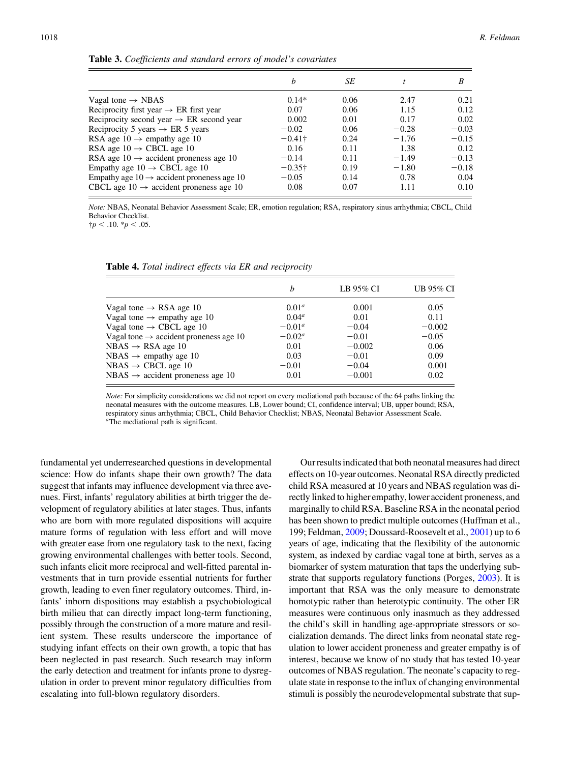**Table 3.** *Coefficients and standard errors of model's covariates*

| | *b* | *SE* | *t* | *B* |
|---|---|---|---|---|
| Vagal tone → NBAS | 0.14* | 0.06 | 2.47 | 0.21 |
| Reciprocity first year → ER first year | 0.07 | 0.06 | 1.15 | 0.12 |
| Reciprocity second year → ER second year | 0.002 | 0.01 | 0.17 | 0.02 |
| Reciprocity 5 years → ER 5 years | −0.02 | 0.06 | −0.28 | −0.03 |
| RSA age 10 → empathy age 10 | −0.41† | 0.24 | −1.76 | −0.15 |
| RSA age 10 → CBCL age 10 | 0.16 | 0.11 | 1.38 | 0.12 |
| RSA age 10 → accident proneness age 10 | −0.14 | 0.11 | −1.49 | −0.13 |
| Empathy age 10 → CBCL age 10 | −0.35† | 0.19 | −1.80 | −0.18 |
| Empathy age 10 → accident proneness age 10 | −0.05 | 0.14 | 0.78 | 0.04 |
| CBCL age 10 → accident proneness age 10 | 0.08 | 0.07 | 1.11 | 0.10 |

*Note:* NBAS, Neonatal Behavior Assessment Scale; ER, emotion regulation; RSA, respiratory sinus arrhythmia; CBCL, Child Behavior Checklist.
†$p < .10$. *$p < .05$.

**Table 4.** *Total indirect effects via ER and reciprocity*

| | *b* | LB 95% CI | UB 95% CI |
|---|---|---|---|
| Vagal tone → RSA age 10 | 0.01[a] | 0.001 | 0.05 |
| Vagal tone → empathy age 10 | 0.04[a] | 0.01 | 0.11 |
| Vagal tone → CBCL age 10 | −0.01[a] | −0.04 | −0.002 |
| Vagal tone → accident proneness age 10 | −0.02[a] | −0.01 | −0.05 |
| NBAS → RSA age 10 | 0.01 | −0.002 | 0.06 |
| NBAS → empathy age 10 | 0.03 | −0.01 | 0.09 |
| NBAS → CBCL age 10 | −0.01 | −0.04 | 0.001 |
| NBAS → accident proneness age 10 | 0.01 | −0.001 | 0.02 |

*Note:* For simplicity considerations we did not report on every mediational path because of the 64 paths linking the neonatal measures with the outcome measures. LB, Lower bound; CI, confidence interval; UB, upper bound; RSA, respiratory sinus arrhythmia; CBCL, Child Behavior Checklist; NBAS, Neonatal Behavior Assessment Scale.
[a]The mediational path is significant.

fundamental yet underresearched questions in developmental science: How do infants shape their own growth? The data suggest that infants may influence development via three avenues. First, infants' regulatory abilities at birth trigger the development of regulatory abilities at later stages. Thus, infants who are born with more regulated dispositions will acquire mature forms of regulation with less effort and will move with greater ease from one regulatory task to the next, facing growing environmental challenges with better tools. Second, such infants elicit more reciprocal and well-fitted parental investments that in turn provide essential nutrients for further growth, leading to even finer regulatory outcomes. Third, infants' inborn dispositions may establish a psychobiological birth milieu that can directly impact long-term functioning, possibly through the construction of a more mature and resilient system. These results underscore the importance of studying infant effects on their own growth, a topic that has been neglected in past research. Such research may inform the early detection and treatment for infants prone to dysregulation in order to prevent minor regulatory difficulties from escalating into full-blown regulatory disorders.

Our results indicated that both neonatal measures had direct effects on 10-year outcomes. Neonatal RSA directly predicted child RSA measured at 10 years and NBAS regulation was directly linked to higher empathy, lower accident proneness, and marginally to child RSA. Baseline RSA in the neonatal period has been shown to predict multiple outcomes (Huffman et al., 199; Feldman, 2009; Doussard-Roosevelt et al., 2001) up to 6 years of age, indicating that the flexibility of the autonomic system, as indexed by cardiac vagal tone at birth, serves as a biomarker of system maturation that taps the underlying substrate that supports regulatory functions (Porges, 2003). It is important that RSA was the only measure to demonstrate homotypic rather than heterotypic continuity. The other ER measures were continuous only inasmuch as they addressed the child's skill in handling age-appropriate stressors or socialization demands. The direct links from neonatal state regulation to lower accident proneness and greater empathy is of interest, because we know of no study that has tested 10-year outcomes of NBAS regulation. The neonate's capacity to regulate state in response to the influx of changing environmental stimuli is possibly the neurodevelopmental substrate that sup-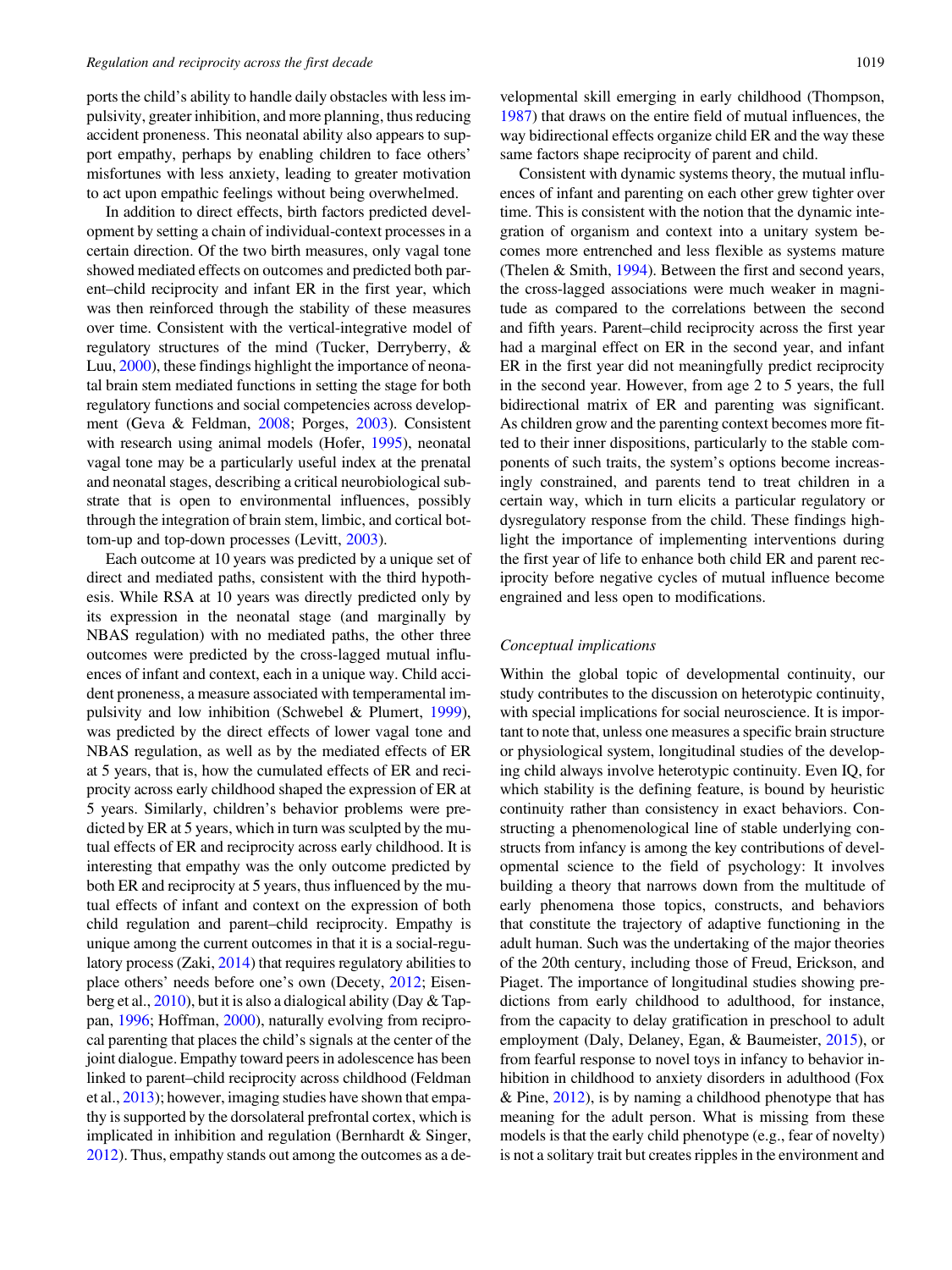ports the child's ability to handle daily obstacles with less impulsivity, greater inhibition, and more planning, thus reducing accident proneness. This neonatal ability also appears to support empathy, perhaps by enabling children to face others' misfortunes with less anxiety, leading to greater motivation to act upon empathic feelings without being overwhelmed.

In addition to direct effects, birth factors predicted development by setting a chain of individual-context processes in a certain direction. Of the two birth measures, only vagal tone showed mediated effects on outcomes and predicted both parent–child reciprocity and infant ER in the first year, which was then reinforced through the stability of these measures over time. Consistent with the vertical-integrative model of regulatory structures of the mind (Tucker, Derryberry, & Luu, 2000), these findings highlight the importance of neonatal brain stem mediated functions in setting the stage for both regulatory functions and social competencies across development (Geva & Feldman, 2008; Porges, 2003). Consistent with research using animal models (Hofer, 1995), neonatal vagal tone may be a particularly useful index at the prenatal and neonatal stages, describing a critical neurobiological substrate that is open to environmental influences, possibly through the integration of brain stem, limbic, and cortical bottom-up and top-down processes (Levitt, 2003).

Each outcome at 10 years was predicted by a unique set of direct and mediated paths, consistent with the third hypothesis. While RSA at 10 years was directly predicted only by its expression in the neonatal stage (and marginally by NBAS regulation) with no mediated paths, the other three outcomes were predicted by the cross-lagged mutual influences of infant and context, each in a unique way. Child accident proneness, a measure associated with temperamental impulsivity and low inhibition (Schwebel & Plumert, 1999), was predicted by the direct effects of lower vagal tone and NBAS regulation, as well as by the mediated effects of ER at 5 years, that is, how the cumulated effects of ER and reciprocity across early childhood shaped the expression of ER at 5 years. Similarly, children's behavior problems were predicted by ER at 5 years, which in turn was sculpted by the mutual effects of ER and reciprocity across early childhood. It is interesting that empathy was the only outcome predicted by both ER and reciprocity at 5 years, thus influenced by the mutual effects of infant and context on the expression of both child regulation and parent–child reciprocity. Empathy is unique among the current outcomes in that it is a social-regulatory process (Zaki, 2014) that requires regulatory abilities to place others' needs before one's own (Decety, 2012; Eisenberg et al., 2010), but it is also a dialogical ability (Day & Tappan, 1996; Hoffman, 2000), naturally evolving from reciprocal parenting that places the child's signals at the center of the joint dialogue. Empathy toward peers in adolescence has been linked to parent–child reciprocity across childhood (Feldman et al., 2013); however, imaging studies have shown that empathy is supported by the dorsolateral prefrontal cortex, which is implicated in inhibition and regulation (Bernhardt & Singer, 2012). Thus, empathy stands out among the outcomes as a developmental skill emerging in early childhood (Thompson, 1987) that draws on the entire field of mutual influences, the way bidirectional effects organize child ER and the way these same factors shape reciprocity of parent and child.

Consistent with dynamic systems theory, the mutual influences of infant and parenting on each other grew tighter over time. This is consistent with the notion that the dynamic integration of organism and context into a unitary system becomes more entrenched and less flexible as systems mature (Thelen & Smith, 1994). Between the first and second years, the cross-lagged associations were much weaker in magnitude as compared to the correlations between the second and fifth years. Parent–child reciprocity across the first year had a marginal effect on ER in the second year, and infant ER in the first year did not meaningfully predict reciprocity in the second year. However, from age 2 to 5 years, the full bidirectional matrix of ER and parenting was significant. As children grow and the parenting context becomes more fitted to their inner dispositions, particularly to the stable components of such traits, the system's options become increasingly constrained, and parents tend to treat children in a certain way, which in turn elicits a particular regulatory or dysregulatory response from the child. These findings highlight the importance of implementing interventions during the first year of life to enhance both child ER and parent reciprocity before negative cycles of mutual influence become engrained and less open to modifications.

### *Conceptual implications*

Within the global topic of developmental continuity, our study contributes to the discussion on heterotypic continuity, with special implications for social neuroscience. It is important to note that, unless one measures a specific brain structure or physiological system, longitudinal studies of the developing child always involve heterotypic continuity. Even IQ, for which stability is the defining feature, is bound by heuristic continuity rather than consistency in exact behaviors. Constructing a phenomenological line of stable underlying constructs from infancy is among the key contributions of developmental science to the field of psychology: It involves building a theory that narrows down from the multitude of early phenomena those topics, constructs, and behaviors that constitute the trajectory of adaptive functioning in the adult human. Such was the undertaking of the major theories of the 20th century, including those of Freud, Erickson, and Piaget. The importance of longitudinal studies showing predictions from early childhood to adulthood, for instance, from the capacity to delay gratification in preschool to adult employment (Daly, Delaney, Egan, & Baumeister, 2015), or from fearful response to novel toys in infancy to behavior inhibition in childhood to anxiety disorders in adulthood (Fox & Pine, 2012), is by naming a childhood phenotype that has meaning for the adult person. What is missing from these models is that the early child phenotype (e.g., fear of novelty) is not a solitary trait but creates ripples in the environment and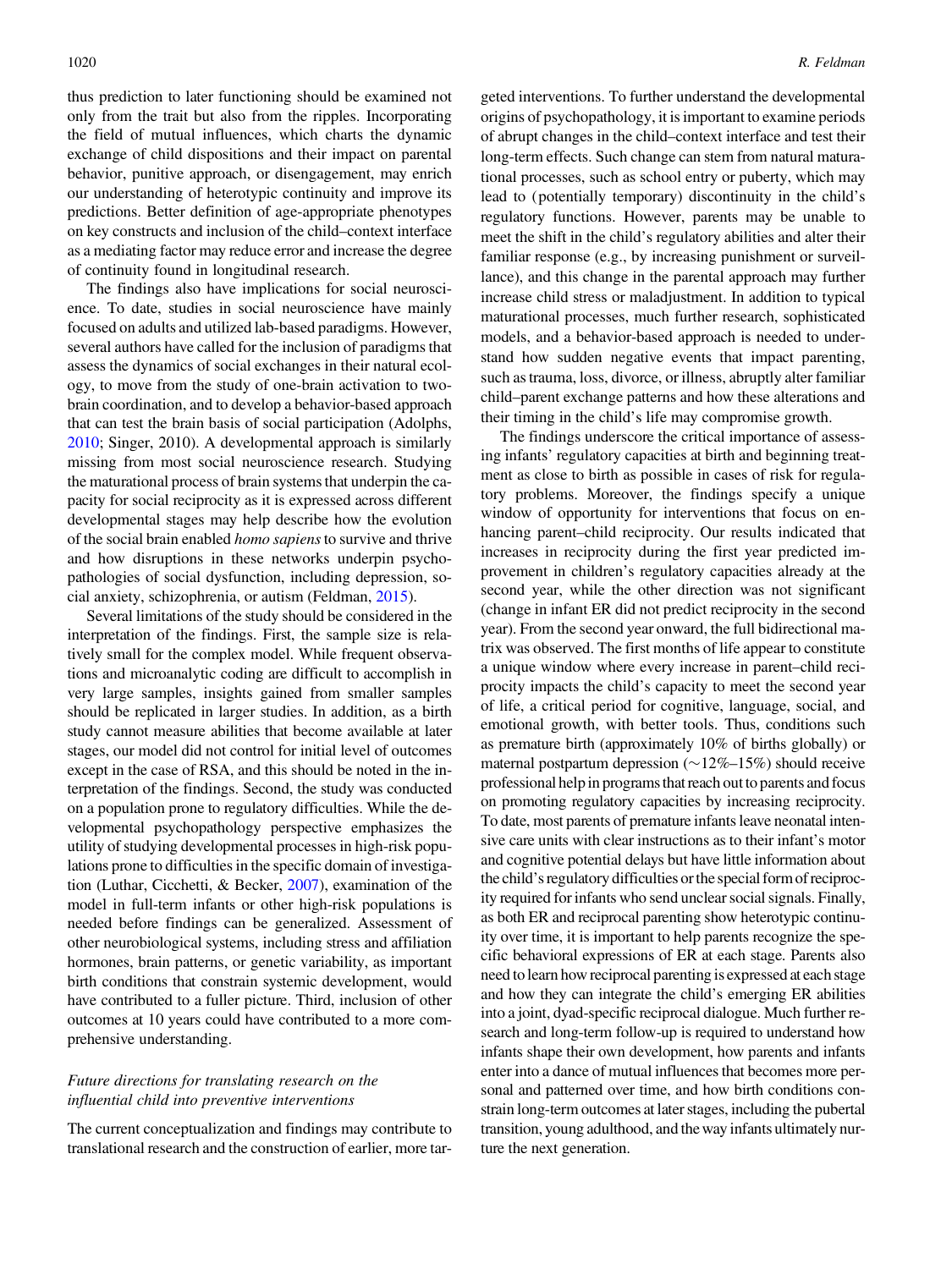thus prediction to later functioning should be examined not only from the trait but also from the ripples. Incorporating the field of mutual influences, which charts the dynamic exchange of child dispositions and their impact on parental behavior, punitive approach, or disengagement, may enrich our understanding of heterotypic continuity and improve its predictions. Better definition of age-appropriate phenotypes on key constructs and inclusion of the child–context interface as a mediating factor may reduce error and increase the degree of continuity found in longitudinal research.

The findings also have implications for social neuroscience. To date, studies in social neuroscience have mainly focused on adults and utilized lab-based paradigms. However, several authors have called for the inclusion of paradigms that assess the dynamics of social exchanges in their natural ecology, to move from the study of one-brain activation to two-brain coordination, and to develop a behavior-based approach that can test the brain basis of social participation (Adolphs, 2010; Singer, 2010). A developmental approach is similarly missing from most social neuroscience research. Studying the maturational process of brain systems that underpin the capacity for social reciprocity as it is expressed across different developmental stages may help describe how the evolution of the social brain enabled *homo sapiens* to survive and thrive and how disruptions in these networks underpin psychopathologies of social dysfunction, including depression, social anxiety, schizophrenia, or autism (Feldman, 2015).

Several limitations of the study should be considered in the interpretation of the findings. First, the sample size is relatively small for the complex model. While frequent observations and microanalytic coding are difficult to accomplish in very large samples, insights gained from smaller samples should be replicated in larger studies. In addition, as a birth study cannot measure abilities that become available at later stages, our model did not control for initial level of outcomes except in the case of RSA, and this should be noted in the interpretation of the findings. Second, the study was conducted on a population prone to regulatory difficulties. While the developmental psychopathology perspective emphasizes the utility of studying developmental processes in high-risk populations prone to difficulties in the specific domain of investigation (Luthar, Cicchetti, & Becker, 2007), examination of the model in full-term infants or other high-risk populations is needed before findings can be generalized. Assessment of other neurobiological systems, including stress and affiliation hormones, brain patterns, or genetic variability, as important birth conditions that constrain systemic development, would have contributed to a fuller picture. Third, inclusion of other outcomes at 10 years could have contributed to a more comprehensive understanding.

### *Future directions for translating research on the influential child into preventive interventions*

The current conceptualization and findings may contribute to translational research and the construction of earlier, more targeted interventions. To further understand the developmental origins of psychopathology, it is important to examine periods of abrupt changes in the child–context interface and test their long-term effects. Such change can stem from natural maturational processes, such as school entry or puberty, which may lead to (potentially temporary) discontinuity in the child's regulatory functions. However, parents may be unable to meet the shift in the child's regulatory abilities and alter their familiar response (e.g., by increasing punishment or surveillance), and this change in the parental approach may further increase child stress or maladjustment. In addition to typical maturational processes, much further research, sophisticated models, and a behavior-based approach is needed to understand how sudden negative events that impact parenting, such as trauma, loss, divorce, or illness, abruptly alter familiar child–parent exchange patterns and how these alterations and their timing in the child's life may compromise growth.

The findings underscore the critical importance of assessing infants' regulatory capacities at birth and beginning treatment as close to birth as possible in cases of risk for regulatory problems. Moreover, the findings specify a unique window of opportunity for interventions that focus on enhancing parent–child reciprocity. Our results indicated that increases in reciprocity during the first year predicted improvement in children's regulatory capacities already at the second year, while the other direction was not significant (change in infant ER did not predict reciprocity in the second year). From the second year onward, the full bidirectional matrix was observed. The first months of life appear to constitute a unique window where every increase in parent–child reciprocity impacts the child's capacity to meet the second year of life, a critical period for cognitive, language, social, and emotional growth, with better tools. Thus, conditions such as premature birth (approximately 10% of births globally) or maternal postpartum depression (~12%–15%) should receive professional help in programs that reach out to parents and focus on promoting regulatory capacities by increasing reciprocity. To date, most parents of premature infants leave neonatal intensive care units with clear instructions as to their infant's motor and cognitive potential delays but have little information about the child's regulatory difficulties or the special form of reciprocity required for infants who send unclear social signals. Finally, as both ER and reciprocal parenting show heterotypic continuity over time, it is important to help parents recognize the specific behavioral expressions of ER at each stage. Parents also need to learn how reciprocal parenting is expressed at each stage and how they can integrate the child's emerging ER abilities into a joint, dyad-specific reciprocal dialogue. Much further research and long-term follow-up is required to understand how infants shape their own development, how parents and infants enter into a dance of mutual influences that becomes more personal and patterned over time, and how birth conditions constrain long-term outcomes at later stages, including the pubertal transition, young adulthood, and the way infants ultimately nurture the next generation.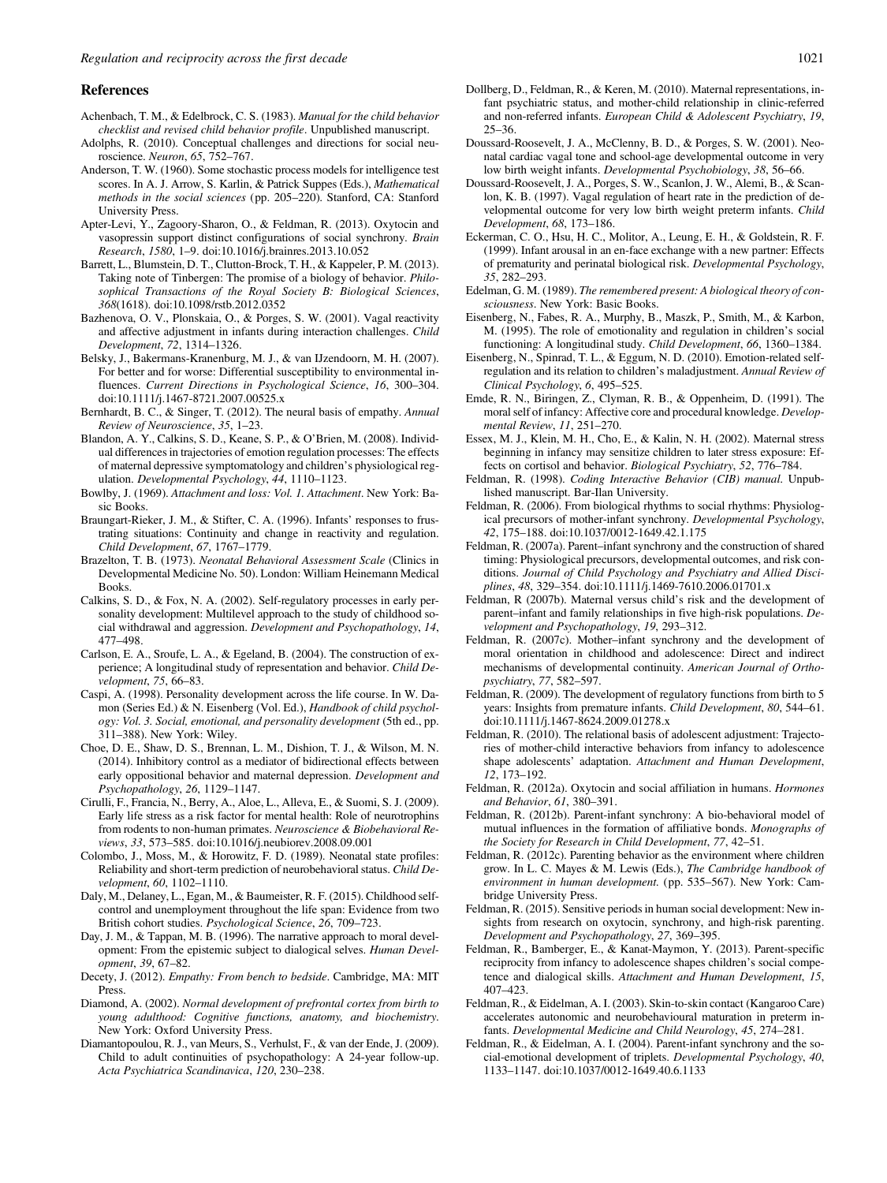## References

Achenbach, T. M., & Edelbrock, C. S. (1983). *Manual for the child behavior checklist and revised child behavior profile*. Unpublished manuscript.

Adolphs, R. (2010). Conceptual challenges and directions for social neuroscience. *Neuron*, *65*, 752–767.

Anderson, T. W. (1960). Some stochastic process models for intelligence test scores. In A. J. Arrow, S. Karlin, & Patrick Suppes (Eds.), *Mathematical methods in the social sciences* (pp. 205–220). Stanford, CA: Stanford University Press.

Apter-Levi, Y., Zagoory-Sharon, O., & Feldman, R. (2013). Oxytocin and vasopressin support distinct configurations of social synchrony. *Brain Research*, *1580*, 1–9. doi:10.1016/j.brainres.2013.10.052

Barrett, L., Blumstein, D. T., Clutton-Brock, T. H., & Kappeler, P. M. (2013). Taking note of Tinbergen: The promise of a biology of behavior. *Philosophical Transactions of the Royal Society B: Biological Sciences*, *368*(1618). doi:10.1098/rstb.2012.0352

Bazhenova, O. V., Plonskaia, O., & Porges, S. W. (2001). Vagal reactivity and affective adjustment in infants during interaction challenges. *Child Development*, *72*, 1314–1326.

Belsky, J., Bakermans-Kranenburg, M. J., & van IJzendoorn, M. H. (2007). For better and for worse: Differential susceptibility to environmental influences. *Current Directions in Psychological Science*, *16*, 300–304. doi:10.1111/j.1467-8721.2007.00525.x

Bernhardt, B. C., & Singer, T. (2012). The neural basis of empathy. *Annual Review of Neuroscience*, *35*, 1–23.

Blandon, A. Y., Calkins, S. D., Keane, S. P., & O'Brien, M. (2008). Individual differences in trajectories of emotion regulation processes: The effects of maternal depressive symptomatology and children's physiological regulation. *Developmental Psychology*, *44*, 1110–1123.

Bowlby, J. (1969). *Attachment and loss: Vol. 1. Attachment*. New York: Basic Books.

Braungart-Rieker, J. M., & Stifter, C. A. (1996). Infants' responses to frustrating situations: Continuity and change in reactivity and regulation. *Child Development*, *67*, 1767–1779.

Brazelton, T. B. (1973). *Neonatal Behavioral Assessment Scale* (Clinics in Developmental Medicine No. 50). London: William Heinemann Medical Books.

Calkins, S. D., & Fox, N. A. (2002). Self-regulatory processes in early personality development: Multilevel approach to the study of childhood social withdrawal and aggression. *Development and Psychopathology*, *14*, 477–498.

Carlson, E. A., Sroufe, L. A., & Egeland, B. (2004). The construction of experience; A longitudinal study of representation and behavior. *Child Development*, *75*, 66–83.

Caspi, A. (1998). Personality development across the life course. In W. Damon (Series Ed.) & N. Eisenberg (Vol. Ed.), *Handbook of child psychology: Vol. 3. Social, emotional, and personality development* (5th ed., pp. 311–388). New York: Wiley.

Choe, D. E., Shaw, D. S., Brennan, L. M., Dishion, T. J., & Wilson, M. N. (2014). Inhibitory control as a mediator of bidirectional effects between early oppositional behavior and maternal depression. *Development and Psychopathology*, *26*, 1129–1147.

Cirulli, F., Francia, N., Berry, A., Aloe, L., Alleva, E., & Suomi, S. J. (2009). Early life stress as a risk factor for mental health: Role of neurotrophins from rodents to non-human primates. *Neuroscience & Biobehavioral Reviews*, *33*, 573–585. doi:10.1016/j.neubiorev.2008.09.001

Colombo, J., Moss, M., & Horowitz, F. D. (1989). Neonatal state profiles: Reliability and short-term prediction of neurobehavioral status. *Child Development*, *60*, 1102–1110.

Daly, M., Delaney, L., Egan, M., & Baumeister, R. F. (2015). Childhood self-control and unemployment throughout the life span: Evidence from two British cohort studies. *Psychological Science*, *26*, 709–723.

Day, J. M., & Tappan, M. B. (1996). The narrative approach to moral development: From the epistemic subject to dialogical selves. *Human Development*, *39*, 67–82.

Decety, J. (2012). *Empathy: From bench to bedside*. Cambridge, MA: MIT Press.

Diamond, A. (2002). *Normal development of prefrontal cortex from birth to young adulthood: Cognitive functions, anatomy, and biochemistry*. New York: Oxford University Press.

Diamantopoulou, R. J., van Meurs, S., Verhulst, F., & van der Ende, J. (2009). Child to adult continuities of psychopathology: A 24-year follow-up. *Acta Psychiatrica Scandinavica*, *120*, 230–238.

Dollberg, D., Feldman, R., & Keren, M. (2010). Maternal representations, infant psychiatric status, and mother-child relationship in clinic-referred and non-referred infants. *European Child & Adolescent Psychiatry*, *19*, 25–36.

Doussard-Roosevelt, J. A., McClenny, B. D., & Porges, S. W. (2001). Neonatal cardiac vagal tone and school-age developmental outcome in very low birth weight infants. *Developmental Psychobiology*, *38*, 56–66.

Doussard-Roosevelt, J. A., Porges, S. W., Scanlon, J. W., Alemi, B., & Scanlon, K. B. (1997). Vagal regulation of heart rate in the prediction of developmental outcome for very low birth weight preterm infants. *Child Development*, *68*, 173–186.

Eckerman, C. O., Hsu, H. C., Molitor, A., Leung, E. H., & Goldstein, R. F. (1999). Infant arousal in an en-face exchange with a new partner: Effects of prematurity and perinatal biological risk. *Developmental Psychology*, *35*, 282–293.

Edelman, G. M. (1989). *The remembered present: A biological theory of consciousness*. New York: Basic Books.

Eisenberg, N., Fabes, R. A., Murphy, B., Maszk, P., Smith, M., & Karbon, M. (1995). The role of emotionality and regulation in children's social functioning: A longitudinal study. *Child Development*, *66*, 1360–1384.

Eisenberg, N., Spinrad, T. L., & Eggum, N. D. (2010). Emotion-related self-regulation and its relation to children's maladjustment. *Annual Review of Clinical Psychology*, *6*, 495–525.

Emde, R. N., Biringen, Z., Clyman, R. B., & Oppenheim, D. (1991). The moral self of infancy: Affective core and procedural knowledge. *Developmental Review*, *11*, 251–270.

Essex, M. J., Klein, M. H., Cho, E., & Kalin, N. H. (2002). Maternal stress beginning in infancy may sensitize children to later stress exposure: Effects on cortisol and behavior. *Biological Psychiatry*, *52*, 776–784.

Feldman, R. (1998). *Coding Interactive Behavior (CIB) manual*. Unpublished manuscript. Bar-Ilan University.

Feldman, R. (2006). From biological rhythms to social rhythms: Physiological precursors of mother-infant synchrony. *Developmental Psychology*, *42*, 175–188. doi:10.1037/0012-1649.42.1.175

Feldman, R. (2007a). Parent–infant synchrony and the construction of shared timing: Physiological precursors, developmental outcomes, and risk conditions. *Journal of Child Psychology and Psychiatry and Allied Disciplines*, *48*, 329–354. doi:10.1111/j.1469-7610.2006.01701.x

Feldman, R (2007b). Maternal versus child's risk and the development of parent–infant and family relationships in five high-risk populations. *Development and Psychopathology*, *19*, 293–312.

Feldman, R. (2007c). Mother–infant synchrony and the development of moral orientation in childhood and adolescence: Direct and indirect mechanisms of developmental continuity. *American Journal of Orthopsychiatry*, *77*, 582–597.

Feldman, R. (2009). The development of regulatory functions from birth to 5 years: Insights from premature infants. *Child Development*, *80*, 544–61. doi:10.1111/j.1467-8624.2009.01278.x

Feldman, R. (2010). The relational basis of adolescent adjustment: Trajectories of mother-child interactive behaviors from infancy to adolescence shape adolescents' adaptation. *Attachment and Human Development*, *12*, 173–192.

Feldman, R. (2012a). Oxytocin and social affiliation in humans. *Hormones and Behavior*, *61*, 380–391.

Feldman, R. (2012b). Parent-infant synchrony: A bio-behavioral model of mutual influences in the formation of affiliative bonds. *Monographs of the Society for Research in Child Development*, *77*, 42–51.

Feldman, R. (2012c). Parenting behavior as the environment where children grow. In L. C. Mayes & M. Lewis (Eds.), *The Cambridge handbook of environment in human development*. (pp. 535–567). New York: Cambridge University Press.

Feldman, R. (2015). Sensitive periods in human social development: New insights from research on oxytocin, synchrony, and high-risk parenting. *Development and Psychopathology*, *27*, 369–395.

Feldman, R., Bamberger, E., & Kanat-Maymon, Y. (2013). Parent-specific reciprocity from infancy to adolescence shapes children's social competence and dialogical skills. *Attachment and Human Development*, *15*, 407–423.

Feldman, R., & Eidelman, A. I. (2003). Skin-to-skin contact (Kangaroo Care) accelerates autonomic and neurobehavioural maturation in preterm infants. *Developmental Medicine and Child Neurology*, *45*, 274–281.

Feldman, R., & Eidelman, A. I. (2004). Parent-infant synchrony and the social-emotional development of triplets. *Developmental Psychology*, *40*, 1133–1147. doi:10.1037/0012-1649.40.6.1133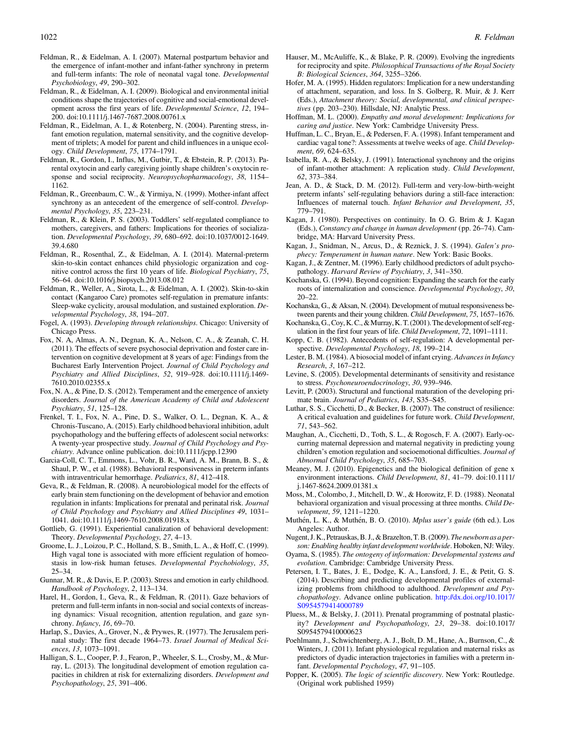Feldman, R., & Eidelman, A. I. (2007). Maternal postpartum behavior and the emergence of infant-mother and infant-father synchrony in preterm and full-term infants: The role of neonatal vagal tone. *Developmental Psychobiology*, *49*, 290–302.

Feldman, R., & Eidelman, A. I. (2009). Biological and environmental initial conditions shape the trajectories of cognitive and social-emotional development across the first years of life. *Developmental Science*, *12*, 194–200. doi:10.1111/j.1467-7687.2008.00761.x

Feldman, R., Eidelman, A. I., & Rotenberg, N. (2004). Parenting stress, infant emotion regulation, maternal sensitivity, and the cognitive development of triplets; A model for parent and child influences in a unique ecology. *Child Development*, *75*, 1774–1791.

Feldman, R., Gordon, I., Influs, M., Gutbir, T., & Ebstein, R. P. (2013). Parental oxytocin and early caregiving jointly shape children's oxytocin response and social reciprocity. *Neuropsychopharmacology*, *38*, 1154–1162.

Feldman, R., Greenbaum, C. W., & Yirmiya, N. (1999). Mother-infant affect synchrony as an antecedent of the emergence of self-control. *Developmental Psychology*, *35*, 223–231.

Feldman, R., & Klein, P. S. (2003). Toddlers' self-regulated compliance to mothers, caregivers, and fathers: Implications for theories of socialization. *Developmental Psychology*, *39*, 680–692. doi:10.1037/0012-1649.39.4.680

Feldman, R., Rosenthal, Z., & Eidelman, A. I. (2014). Maternal-preterm skin-to-skin contact enhances child physiologic organization and cognitive control across the first 10 years of life. *Biological Psychiatry*, *75*, 56–64. doi:10.1016/j.biopsych.2013.08.012

Feldman, R., Weller, A., Sirota, L., & Eidelman, A. I. (2002). Skin-to-skin contact (Kangaroo Care) promotes self-regulation in premature infants: Sleep-wake cyclicity, arousal modulation, and sustained exploration. *Developmental Psychology*, *38*, 194–207.

Fogel, A. (1993). *Developing through relationships*. Chicago: University of Chicago Press.

Fox, N. A., Almas, A. N., Degnan, K. A., Nelson, C. A., & Zeanah, C. H. (2011). The effects of severe psychosocial deprivation and foster care intervention on cognitive development at 8 years of age: Findings from the Bucharest Early Intervention Project. *Journal of Child Psychology and Psychiatry and Allied Disciplines*, *52*, 919–928. doi:10.1111/j.1469-7610.2010.02355.x

Fox, N. A., & Pine, D. S. (2012). Temperament and the emergence of anxiety disorders. *Journal of the American Academy of Child and Adolescent Psychiatry*, *51*, 125–128.

Frenkel, T. I., Fox, N. A., Pine, D. S., Walker, O. L., Degnan, K. A., & Chronis-Tuscano, A. (2015). Early childhood behavioral inhibition, adult psychopathology and the buffering effects of adolescent social networks: A twenty-year prospective study. *Journal of Child Psychology and Psychiatry*. Advance online publication. doi:10.1111/jcpp.12390

Garcia-Coll, C. T., Emmons, L., Vohr, B. R., Ward, A. M., Brann, B. S., & Shaul, P. W., et al. (1988). Behavioral responsiveness in preterm infants with intraventricular hemorrhage. *Pediatrics*, *81*, 412–418.

Geva, R., & Feldman, R. (2008). A neurobiological model for the effects of early brain stem functioning on the development of behavior and emotion regulation in infants: Implications for prenatal and perinatal risk. *Journal of Child Psychology and Psychiatry and Allied Disciplines 49*, 1031–1041. doi:10.1111/j.1469-7610.2008.01918.x

Gottlieb, G. (1991). Experiential canalization of behavioral development: Theory. *Developmental Psychology*, *27*, 4–13.

Groome, L. J., Loizou, P. C., Holland, S. B., Smith, L. A., & Hoff, C. (1999). High vagal tone is associated with more efficient regulation of homeostasis in low-risk human fetuses. *Developmental Psychobiology*, *35*, 25–34.

Gunnar, M. R., & Davis, E. P. (2003). Stress and emotion in early childhood. *Handbook of Psychology*, *2*, 113–134.

Harel, H., Gordon, I., Geva, R., & Feldman, R. (2011). Gaze behaviors of preterm and full-term infants in non-social and social contexts of increasing dynamics: Visual recognition, attention regulation, and gaze synchrony. *Infancy*, *16*, 69–70.

Harlap, S., Davies, A., Grover, N., & Prywes, R. (1977). The Jerusalem perinatal study: The first decade 1964–73. *Israel Journal of Medical Sciences*, *13*, 1073–1091.

Halligan, S. L., Cooper, P. J., Fearon, P., Wheeler, S. L., Crosby, M., & Murray, L. (2013). The longitudinal development of emotion regulation capacities in children at risk for externalizing disorders. *Development and Psychopathology*, *25*, 391–406.

Hauser, M., McAuliffe, K., & Blake, P. R. (2009). Evolving the ingredients for reciprocity and spite. *Philosophical Transactions of the Royal Society B: Biological Sciences*, *364*, 3255–3266.

Hofer, M. A. (1995). Hidden regulators: Implication for a new understanding of attachment, separation, and loss. In S. Golberg, R. Muir, & J. Kerr (Eds.), *Attachment theory: Social, developmental, and clinical perspectives* (pp. 203–230). Hillsdale, NJ: Analytic Press.

Hoffman, M. L. (2000). *Empathy and moral development: Implications for caring and justice*. New York: Cambridge University Press.

Huffman, L. C., Bryan, E., & Pedersen, F. A. (1998). Infant temperament and cardiac vagal tone?: Assessments at twelve weeks of age. *Child Development*, *69*, 624–635.

Isabella, R. A., & Belsky, J. (1991). Interactional synchrony and the origins of infant-mother attachment: A replication study. *Child Development*, *62*, 373–384.

Jean, A. D., & Stack, D. M. (2012). Full-term and very-low-birth-weight preterm infants' self-regulating behaviors during a still-face interaction: Influences of maternal touch. *Infant Behavior and Development*, *35*, 779–791.

Kagan, J. (1980). Perspectives on continuity. In O. G. Brim & J. Kagan (Eds.), *Constancy and change in human development* (pp. 26–74). Cambridge, MA: Harvard University Press.

Kagan, J., Snidman, N., Arcus, D., & Reznick, J. S. (1994). *Galen's prophecy: Temperament in human nature*. New York: Basic Books.

Kagan, J., & Zentner, M. (1996). Early childhood predictors of adult psychopathology. *Harvard Review of Psychiatry*, *3*, 341–350.

Kochanska, G. (1994). Beyond cognition: Expanding the search for the early roots of internalization and conscience. *Developmental Psychology*, *30*, 20–22.

Kochanska, G., & Aksan, N. (2004). Development of mutual responsiveness between parents and their young children. *Child Development*, *75*, 1657–1676.

Kochanska, G., Coy, K. C., & Murray, K. T. (2001). The development of self-regulation in the first four years of life. *Child Development*, *72*, 1091–1111.

Kopp, C. B. (1982). Antecedents of self-regulation: A developmental perspective. *Developmental Psychology*, *18*, 199–214.

Lester, B. M. (1984). A biosocial model of infant crying. *Advances in Infancy Research*, *3*, 167–212.

Levine, S. (2005). Developmental determinants of sensitivity and resistance to stress. *Psychoneuroendocrinology*, *30*, 939–946.

Levitt, P. (2003). Structural and functional maturation of the developing primate brain. *Journal of Pediatrics*, *143*, S35–S45.

Luthar, S. S., Cicchetti, D., & Becker, B. (2007). The construct of resilience: A critical evaluation and guidelines for future work. *Child Development*, *71*, 543–562.

Maughan, A., Cicchetti, D., Toth, S. L., & Rogosch, F. A. (2007). Early-occurring maternal depression and maternal negativity in predicting young children's emotion regulation and socioemotional difficulties. *Journal of Abnormal Child Psychology*, *35*, 685–703.

Meaney, M. J. (2010). Epigenetics and the biological definition of gene x environment interactions. *Child Development*, *81*, 41–79. doi:10.1111/j.1467-8624.2009.01381.x

Moss, M., Colombo, J., Mitchell, D. W., & Horowitz, F. D. (1988). Neonatal behavioral organization and visual processing at three months. *Child Development*, *59*, 1211–1220.

Muthén, L. K., & Muthén, B. O. (2010). *Mplus user's guide* (6th ed.). Los Angeles: Author.

Nugent, J. K., Petrauskas, B. J., & Brazelton, T. B. (2009). *The newborn as a person: Enabling healthy infant development worldwide*. Hoboken, NJ: Wiley.

Oyama, S. (1985). *The ontogeny of information: Developmental systems and evolution*. Cambridge: Cambridge University Press.

Petersen, I. T., Bates, J. E., Dodge, K. A., Lansford, J. E., & Petit, G. S. (2014). Describing and predicting developmental profiles of externalizing problems from childhood to adulthood. *Development and Psychopathology*. Advance online publication. http://dx.doi.org/10.1017/S0954579414000789

Pluess, M., & Belsky, J. (2011). Prenatal programming of postnatal plasticity? *Development and Psychopathology*, *23*, 29–38. doi:10.1017/S0954579410000623

Poehlmann, J., Schwichtenberg, A. J., Bolt, D. M., Hane, A., Burnson, C., & Winters, J. (2011). Infant physiological regulation and maternal risks as predictors of dyadic interaction trajectories in families with a preterm infant. *Developmental Psychology*, *47*, 91–105.

Popper, K. (2005). *The logic of scientific discovery*. New York: Routledge. (Original work published 1959)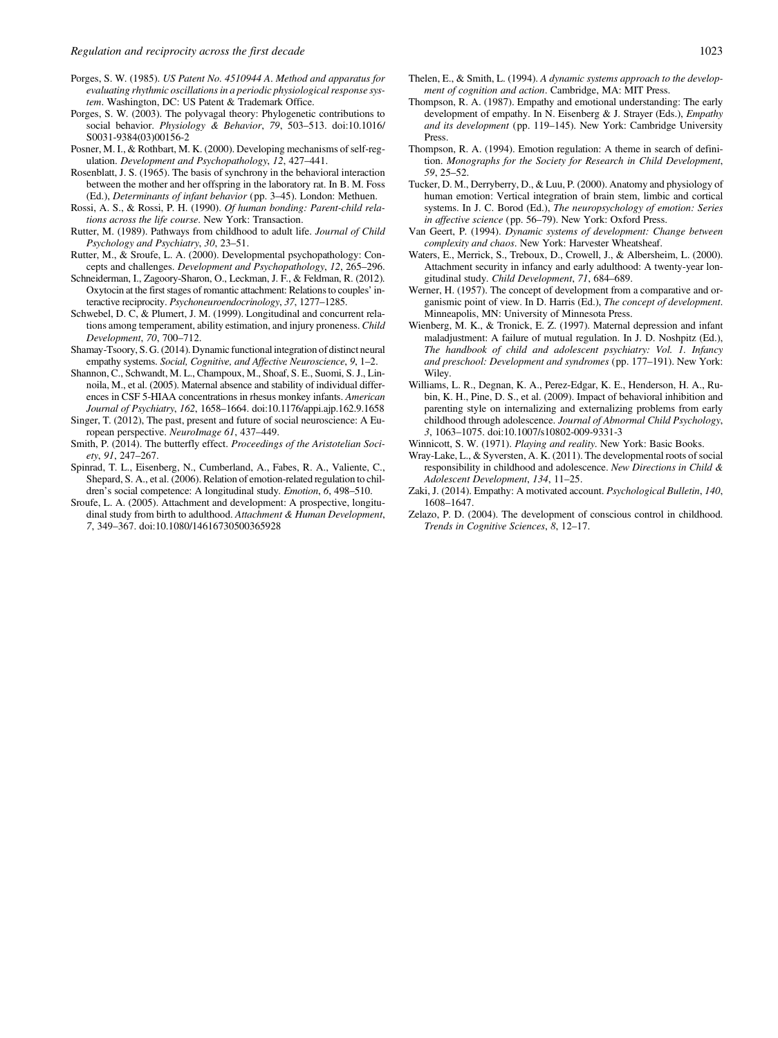Porges, S. W. (1985). *US Patent No. 4510944 A. Method and apparatus for evaluating rhythmic oscillations in a periodic physiological response system*. Washington, DC: US Patent & Trademark Office.

Porges, S. W. (2003). The polyvagal theory: Phylogenetic contributions to social behavior. *Physiology & Behavior*, *79*, 503–513. doi:10.1016/S0031-9384(03)00156-2

Posner, M. I., & Rothbart, M. K. (2000). Developing mechanisms of self-regulation. *Development and Psychopathology*, *12*, 427–441.

Rosenblatt, J. S. (1965). The basis of synchrony in the behavioral interaction between the mother and her offspring in the laboratory rat. In B. M. Foss (Ed.), *Determinants of infant behavior* (pp. 3–45). London: Methuen.

Rossi, A. S., & Rossi, P. H. (1990). *Of human bonding: Parent-child relations across the life course*. New York: Transaction.

Rutter, M. (1989). Pathways from childhood to adult life. *Journal of Child Psychology and Psychiatry*, *30*, 23–51.

Rutter, M., & Sroufe, L. A. (2000). Developmental psychopathology: Concepts and challenges. *Development and Psychopathology*, *12*, 265–296.

Schneiderman, I., Zagoory-Sharon, O., Leckman, J. F., & Feldman, R. (2012). Oxytocin at the first stages of romantic attachment: Relations to couples' interactive reciprocity. *Psychoneuroendocrinology*, *37*, 1277–1285.

Schwebel, D. C, & Plumert, J. M. (1999). Longitudinal and concurrent relations among temperament, ability estimation, and injury proneness. *Child Development*, *70*, 700–712.

Shamay-Tsoory, S. G. (2014). Dynamic functional integration of distinct neural empathy systems. *Social, Cognitive, and Affective Neuroscience*, *9*, 1–2.

Shannon, C., Schwandt, M. L., Champoux, M., Shoaf, S. E., Suomi, S. J., Linnoila, M., et al. (2005). Maternal absence and stability of individual differences in CSF 5-HIAA concentrations in rhesus monkey infants. *American Journal of Psychiatry*, *162*, 1658–1664. doi:10.1176/appi.ajp.162.9.1658

Singer, T. (2012), The past, present and future of social neuroscience: A European perspective. *NeuroImage 61*, 437–449.

Smith, P. (2014). The butterfly effect. *Proceedings of the Aristotelian Society*, *91*, 247–267.

Spinrad, T. L., Eisenberg, N., Cumberland, A., Fabes, R. A., Valiente, C., Shepard, S. A., et al. (2006). Relation of emotion-related regulation to children's social competence: A longitudinal study. *Emotion*, *6*, 498–510.

Sroufe, L. A. (2005). Attachment and development: A prospective, longitudinal study from birth to adulthood. *Attachment & Human Development*, *7*, 349–367. doi:10.1080/14616730500365928

Thelen, E., & Smith, L. (1994). *A dynamic systems approach to the development of cognition and action*. Cambridge, MA: MIT Press.

Thompson, R. A. (1987). Empathy and emotional understanding: The early development of empathy. In N. Eisenberg & J. Strayer (Eds.), *Empathy and its development* (pp. 119–145). New York: Cambridge University Press.

Thompson, R. A. (1994). Emotion regulation: A theme in search of definition. *Monographs for the Society for Research in Child Development*, *59*, 25–52.

Tucker, D. M., Derryberry, D., & Luu, P. (2000). Anatomy and physiology of human emotion: Vertical integration of brain stem, limbic and cortical systems. In J. C. Borod (Ed.), *The neuropsychology of emotion: Series in affective science* (pp. 56–79). New York: Oxford Press.

Van Geert, P. (1994). *Dynamic systems of development: Change between complexity and chaos*. New York: Harvester Wheatsheaf.

Waters, E., Merrick, S., Treboux, D., Crowell, J., & Albersheim, L. (2000). Attachment security in infancy and early adulthood: A twenty-year longitudinal study. *Child Development*, *71*, 684–689.

Werner, H. (1957). The concept of development from a comparative and organismic point of view. In D. Harris (Ed.), *The concept of development*. Minneapolis, MN: University of Minnesota Press.

Wienberg, M. K., & Tronick, E. Z. (1997). Maternal depression and infant maladjustment: A failure of mutual regulation. In J. D. Noshpitz (Ed.), *The handbook of child and adolescent psychiatry: Vol. 1. Infancy and preschool: Development and syndromes* (pp. 177–191). New York: Wiley.

Williams, L. R., Degnan, K. A., Perez-Edgar, K. E., Henderson, H. A., Rubin, K. H., Pine, D. S., et al. (2009). Impact of behavioral inhibition and parenting style on internalizing and externalizing problems from early childhood through adolescence. *Journal of Abnormal Child Psychology*, *3*, 1063–1075. doi:10.1007/s10802-009-9331-3

Winnicott, S. W. (1971). *Playing and reality*. New York: Basic Books.

Wray-Lake, L., & Syversten, A. K. (2011). The developmental roots of social responsibility in childhood and adolescence. *New Directions in Child & Adolescent Development*, *134*, 11–25.

Zaki, J. (2014). Empathy: A motivated account. *Psychological Bulletin*, *140*, 1608–1647.

Zelazo, P. D. (2004). The development of conscious control in childhood. *Trends in Cognitive Sciences*, *8*, 12–17.